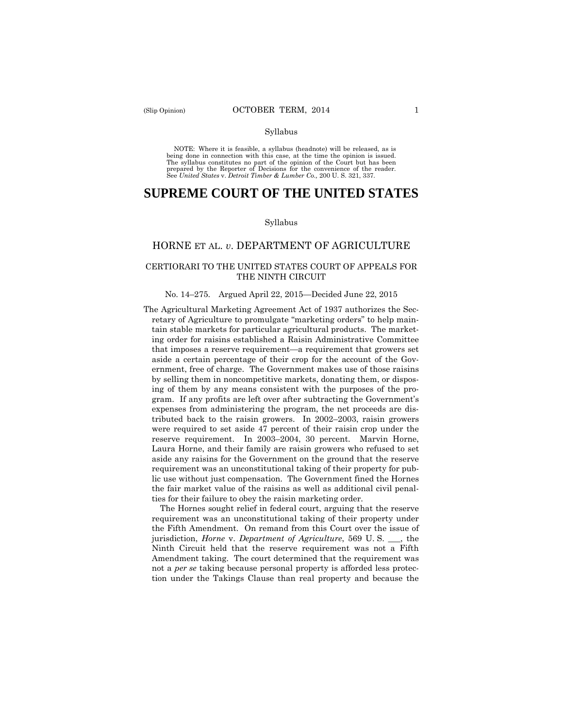Syllabus

NOTE: Where it is feasible, a syllabus (headnote) will be released, as is being done in connection with this case, at the time the opinion is issued. The syllabus constitutes no part of the opinion of the Court but has been prepared by the Reporter of Decisions for the convenience of the reader. See *United States* v. *Detroit Timber & Lumber Co.,* 200 U. S. 321, 337.

# SUPREME COURT OF THE UNITED STATES

Syllabus

## HORNE ET AL. *v*. DEPARTMENT OF AGRICULTURE

### CERTIORARI TO THE UNITED STATES COURT OF APPEALS FOR THE NINTH CIRCUIT

No. 14–275. Argued April 22, 2015—Decided June 22, 2015

The Agricultural Marketing Agreement Act of 1937 authorizes the Secretary of Agriculture to promulgate "marketing orders" to help maintain stable markets for particular agricultural products. The marketing order for raisins established a Raisin Administrative Committee that imposes a reserve requirement—a requirement that growers set aside a certain percentage of their crop for the account of the Government, free of charge. The Government makes use of those raisins by selling them in noncompetitive markets, donating them, or disposing of them by any means consistent with the purposes of the program. If any profits are left over after subtracting the Government's expenses from administering the program, the net proceeds are distributed back to the raisin growers. In 2002–2003, raisin growers were required to set aside 47 percent of their raisin crop under the reserve requirement. In 2003–2004, 30 percent. Marvin Horne, Laura Horne, and their family are raisin growers who refused to set aside any raisins for the Government on the ground that the reserve requirement was an unconstitutional taking of their property for public use without just compensation. The Government fined the Hornes the fair market value of the raisins as well as additional civil penalties for their failure to obey the raisin marketing order.

The Hornes sought relief in federal court, arguing that the reserve requirement was an unconstitutional taking of their property under the Fifth Amendment. On remand from this Court over the issue of jurisdiction, *Horne* v. *Department of Agriculture*, 569 U. S. ___, the Ninth Circuit held that the reserve requirement was not a Fifth Amendment taking. The court determined that the requirement was not a *per se* taking because personal property is afforded less protection under the Takings Clause than real property and because the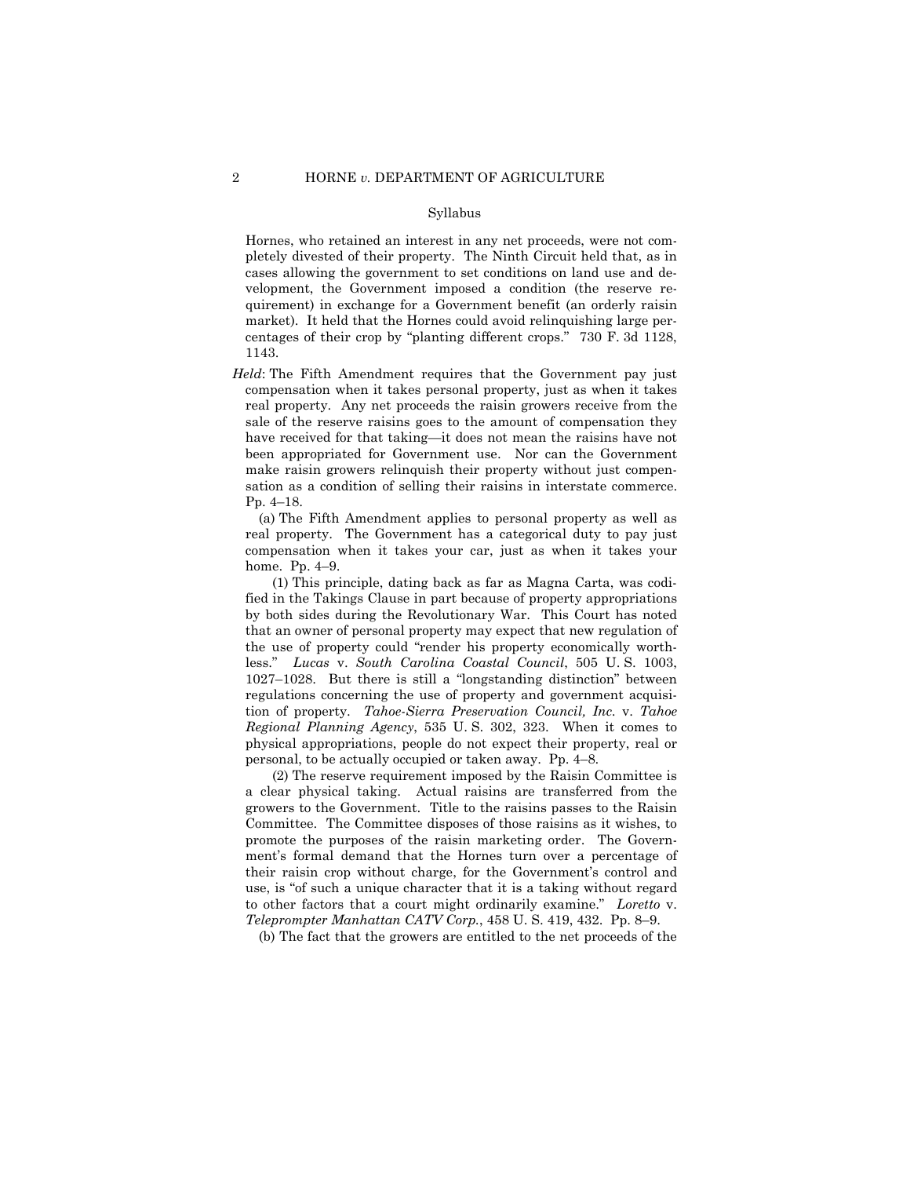Syllabus

Hornes, who retained an interest in any net proceeds, were not completely divested of their property. The Ninth Circuit held that, as in cases allowing the government to set conditions on land use and development, the Government imposed a condition (the reserve requirement) in exchange for a Government benefit (an orderly raisin market). It held that the Hornes could avoid relinquishing large percentages of their crop by "planting different crops." 730 F. 3d 1128, 1143.

*Held*: The Fifth Amendment requires that the Government pay just compensation when it takes personal property, just as when it takes real property. Any net proceeds the raisin growers receive from the sale of the reserve raisins goes to the amount of compensation they have received for that taking—it does not mean the raisins have not been appropriated for Government use. Nor can the Government make raisin growers relinquish their property without just compensation as a condition of selling their raisins in interstate commerce. Pp. 4–18.

(a) The Fifth Amendment applies to personal property as well as real property. The Government has a categorical duty to pay just compensation when it takes your car, just as when it takes your home. Pp. 4–9.

(1) This principle, dating back as far as Magna Carta, was codified in the Takings Clause in part because of property appropriations by both sides during the Revolutionary War. This Court has noted that an owner of personal property may expect that new regulation of the use of property could "render his property economically worthless." *Lucas* v. *South Carolina Coastal Council*, 505 U. S. 1003, 1027–1028. But there is still a "longstanding distinction" between regulations concerning the use of property and government acquisition of property. *Tahoe-Sierra Preservation Council, Inc.* v. *Tahoe Regional Planning Agency*, 535 U. S. 302, 323. When it comes to physical appropriations, people do not expect their property, real or personal, to be actually occupied or taken away. Pp. 4–8.

(2) The reserve requirement imposed by the Raisin Committee is a clear physical taking. Actual raisins are transferred from the growers to the Government. Title to the raisins passes to the Raisin Committee. The Committee disposes of those raisins as it wishes, to promote the purposes of the raisin marketing order. The Government's formal demand that the Hornes turn over a percentage of their raisin crop without charge, for the Government's control and use, is "of such a unique character that it is a taking without regard to other factors that a court might ordinarily examine." *Loretto* v. *Teleprompter Manhattan CATV Corp.*, 458 U. S. 419, 432. Pp. 8–9.

(b) The fact that the growers are entitled to the net proceeds of the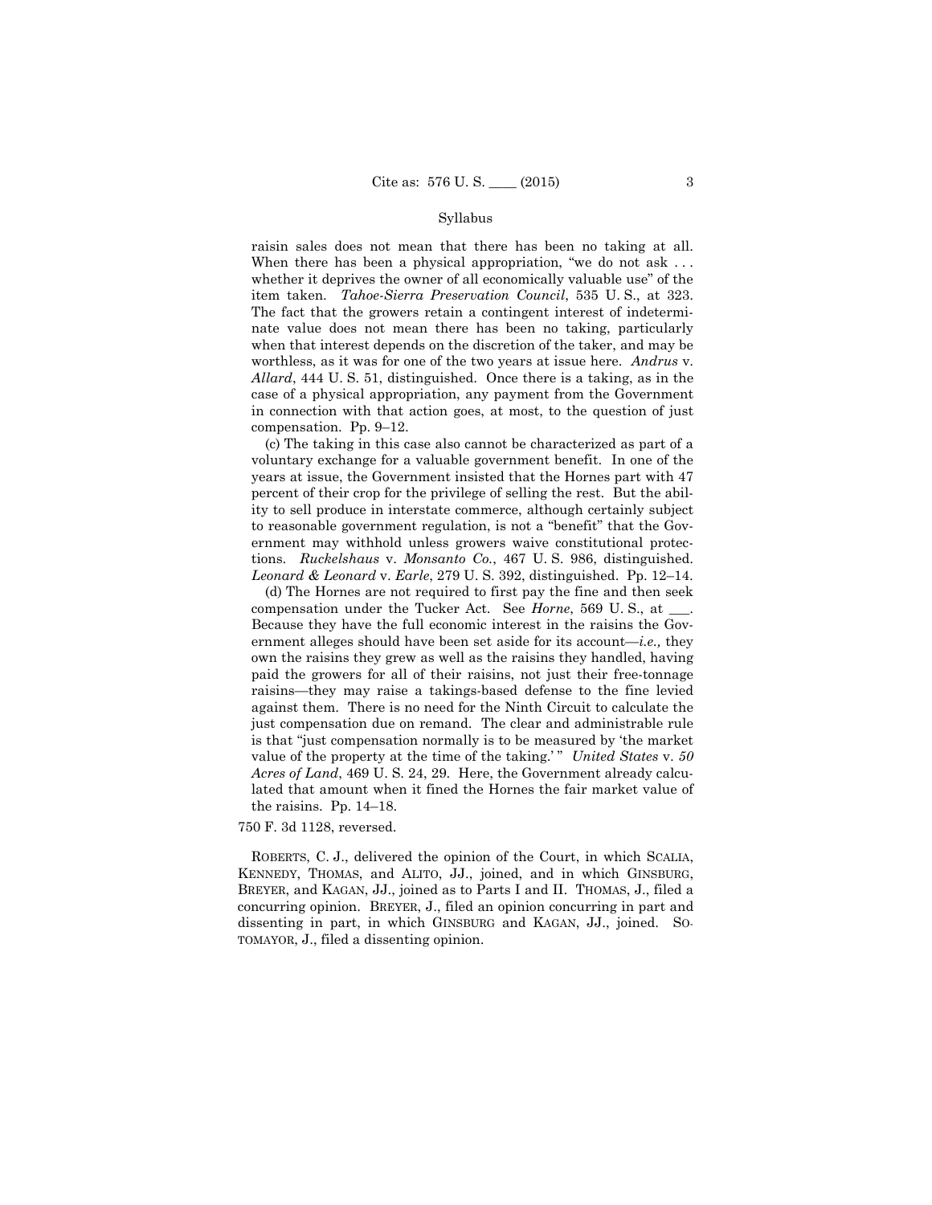raisin sales does not mean that there has been no taking at all. When there has been a physical appropriation, "we do not ask . . . whether it deprives the owner of all economically valuable use" of the item taken. *Tahoe-Sierra Preservation Council*, 535 U. S., at 323. The fact that the growers retain a contingent interest of indeterminate value does not mean there has been no taking, particularly when that interest depends on the discretion of the taker, and may be worthless, as it was for one of the two years at issue here. *Andrus* v. *Allard*, 444 U. S. 51, distinguished. Once there is a taking, as in the case of a physical appropriation, any payment from the Government in connection with that action goes, at most, to the question of just compensation. Pp. 9–12.

(c) The taking in this case also cannot be characterized as part of a voluntary exchange for a valuable government benefit. In one of the years at issue, the Government insisted that the Hornes part with 47 percent of their crop for the privilege of selling the rest. But the ability to sell produce in interstate commerce, although certainly subject to reasonable government regulation, is not a "benefit" that the Government may withhold unless growers waive constitutional protections. *Ruckelshaus* v. *Monsanto Co.*, 467 U. S. 986, distinguished. *Leonard & Leonard* v. *Earle*, 279 U. S. 392, distinguished. Pp. 12–14.

(d) The Hornes are not required to first pay the fine and then seek compensation under the Tucker Act. See *Horne*, 569 U. S., at ___. Because they have the full economic interest in the raisins the Government alleges should have been set aside for its account—*i.e.,* they own the raisins they grew as well as the raisins they handled, having paid the growers for all of their raisins, not just their free-tonnage raisins—they may raise a takings-based defense to the fine levied against them. There is no need for the Ninth Circuit to calculate the just compensation due on remand. The clear and administrable rule is that "just compensation normally is to be measured by 'the market value of the property at the time of the taking.'" *United States* v. *50 Acres of Land*, 469 U. S. 24, 29. Here, the Government already calculated that amount when it fined the Hornes the fair market value of the raisins. Pp. 14–18.

750 F. 3d 1128, reversed.

ROBERTS, C. J., delivered the opinion of the Court, in which SCALIA, KENNEDY, THOMAS, and ALITO, JJ., joined, and in which GINSBURG, BREYER, and KAGAN, JJ., joined as to Parts I and II. THOMAS, J., filed a concurring opinion. BREYER, J., filed an opinion concurring in part and dissenting in part, in which GINSBURG and KAGAN, JJ., joined. SOTOMAYOR, J., filed a dissenting opinion.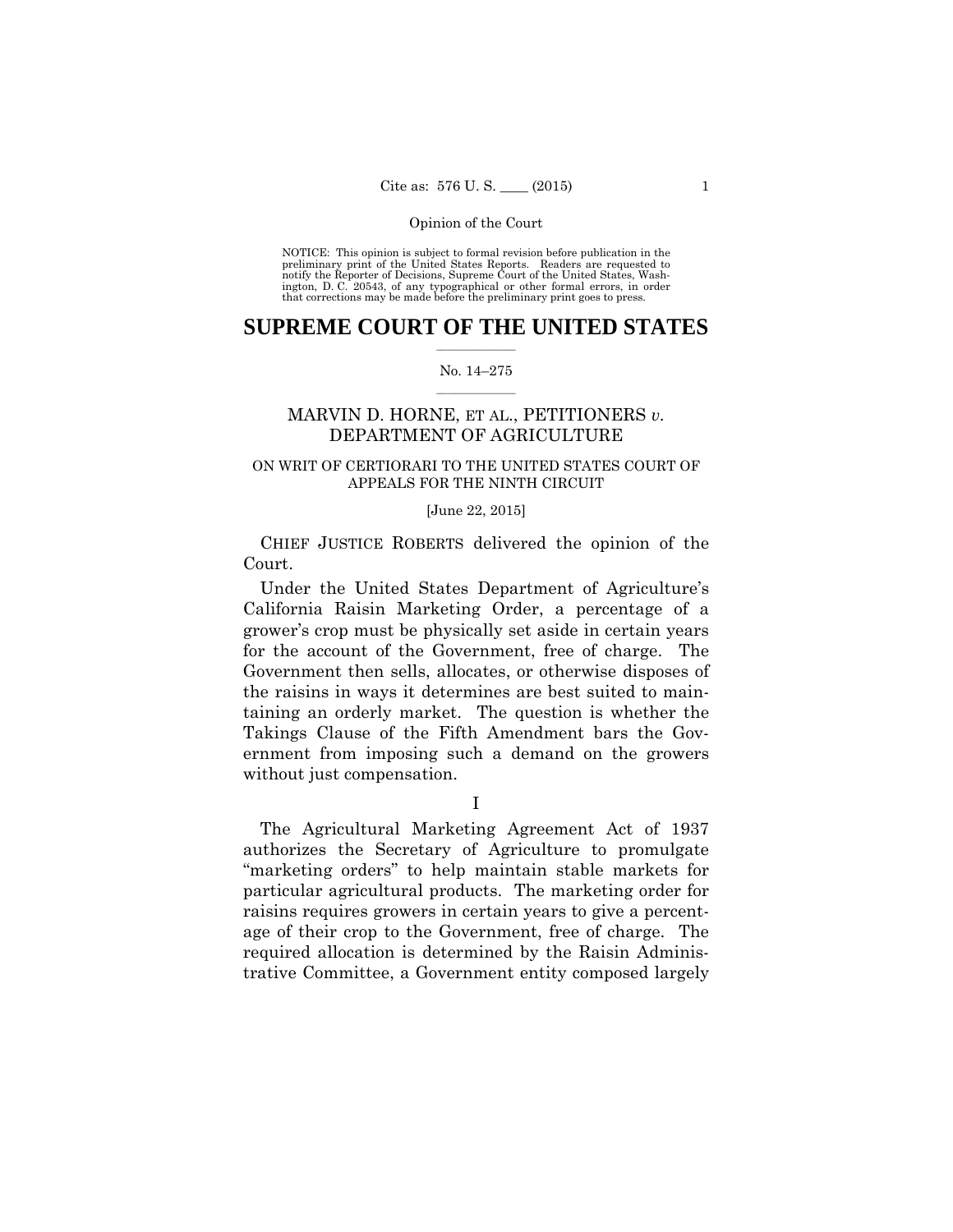NOTICE: This opinion is subject to formal revision before publication in the preliminary print of the United States Reports. Readers are requested to notify the Reporter of Decisions, Supreme Court of the United States, Washington, D. C. 20543, of any typographical or other formal errors, in order that corrections may be made before the preliminary print goes to press.

# SUPREME COURT OF THE UNITED STATES

No. 14–275

## MARVIN D. HORNE, ET AL., PETITIONERS *v.* DEPARTMENT OF AGRICULTURE

### ON WRIT OF CERTIORARI TO THE UNITED STATES COURT OF APPEALS FOR THE NINTH CIRCUIT

[June 22, 2015]

CHIEF JUSTICE ROBERTS delivered the opinion of the Court.

Under the United States Department of Agriculture's California Raisin Marketing Order, a percentage of a grower's crop must be physically set aside in certain years for the account of the Government, free of charge. The Government then sells, allocates, or otherwise disposes of the raisins in ways it determines are best suited to maintaining an orderly market. The question is whether the Takings Clause of the Fifth Amendment bars the Government from imposing such a demand on the growers without just compensation.

I

The Agricultural Marketing Agreement Act of 1937 authorizes the Secretary of Agriculture to promulgate "marketing orders" to help maintain stable markets for particular agricultural products. The marketing order for raisins requires growers in certain years to give a percentage of their crop to the Government, free of charge. The required allocation is determined by the Raisin Administrative Committee, a Government entity composed largely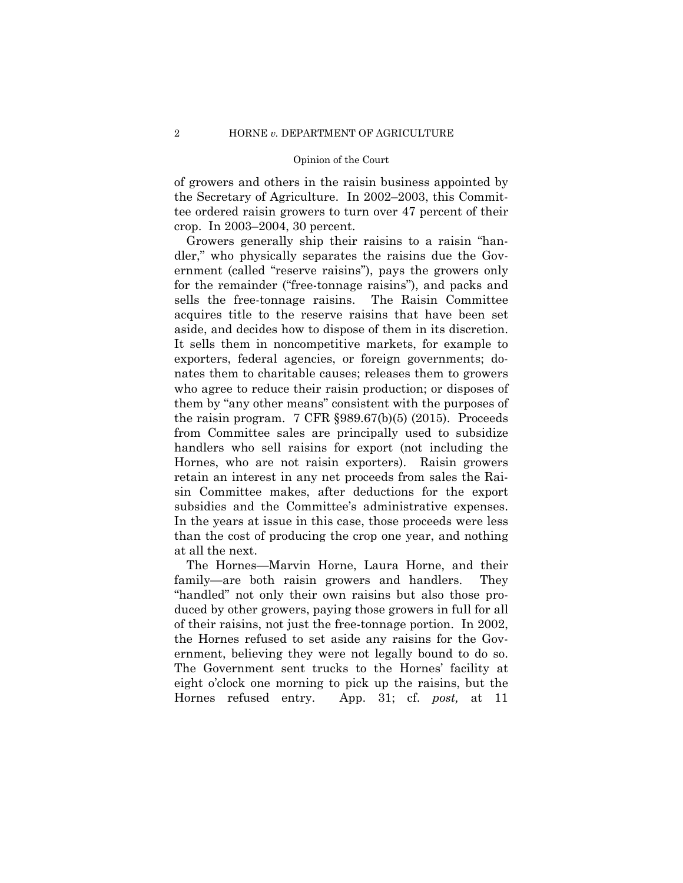of growers and others in the raisin business appointed by the Secretary of Agriculture. In 2002–2003, this Committee ordered raisin growers to turn over 47 percent of their crop. In 2003–2004, 30 percent.

Growers generally ship their raisins to a raisin "handler," who physically separates the raisins due the Government (called "reserve raisins"), pays the growers only for the remainder ("free-tonnage raisins"), and packs and sells the free-tonnage raisins. The Raisin Committee acquires title to the reserve raisins that have been set aside, and decides how to dispose of them in its discretion. It sells them in noncompetitive markets, for example to exporters, federal agencies, or foreign governments; donates them to charitable causes; releases them to growers who agree to reduce their raisin production; or disposes of them by "any other means" consistent with the purposes of the raisin program. 7 CFR §989.67(b)(5) (2015). Proceeds from Committee sales are principally used to subsidize handlers who sell raisins for export (not including the Hornes, who are not raisin exporters). Raisin growers retain an interest in any net proceeds from sales the Raisin Committee makes, after deductions for the export subsidies and the Committee's administrative expenses. In the years at issue in this case, those proceeds were less than the cost of producing the crop one year, and nothing at all the next.

The Hornes—Marvin Horne, Laura Horne, and their family—are both raisin growers and handlers. They "handled" not only their own raisins but also those produced by other growers, paying those growers in full for all of their raisins, not just the free-tonnage portion. In 2002, the Hornes refused to set aside any raisins for the Government, believing they were not legally bound to do so. The Government sent trucks to the Hornes' facility at eight o'clock one morning to pick up the raisins, but the Hornes refused entry. App. 31; cf. *post,* at 11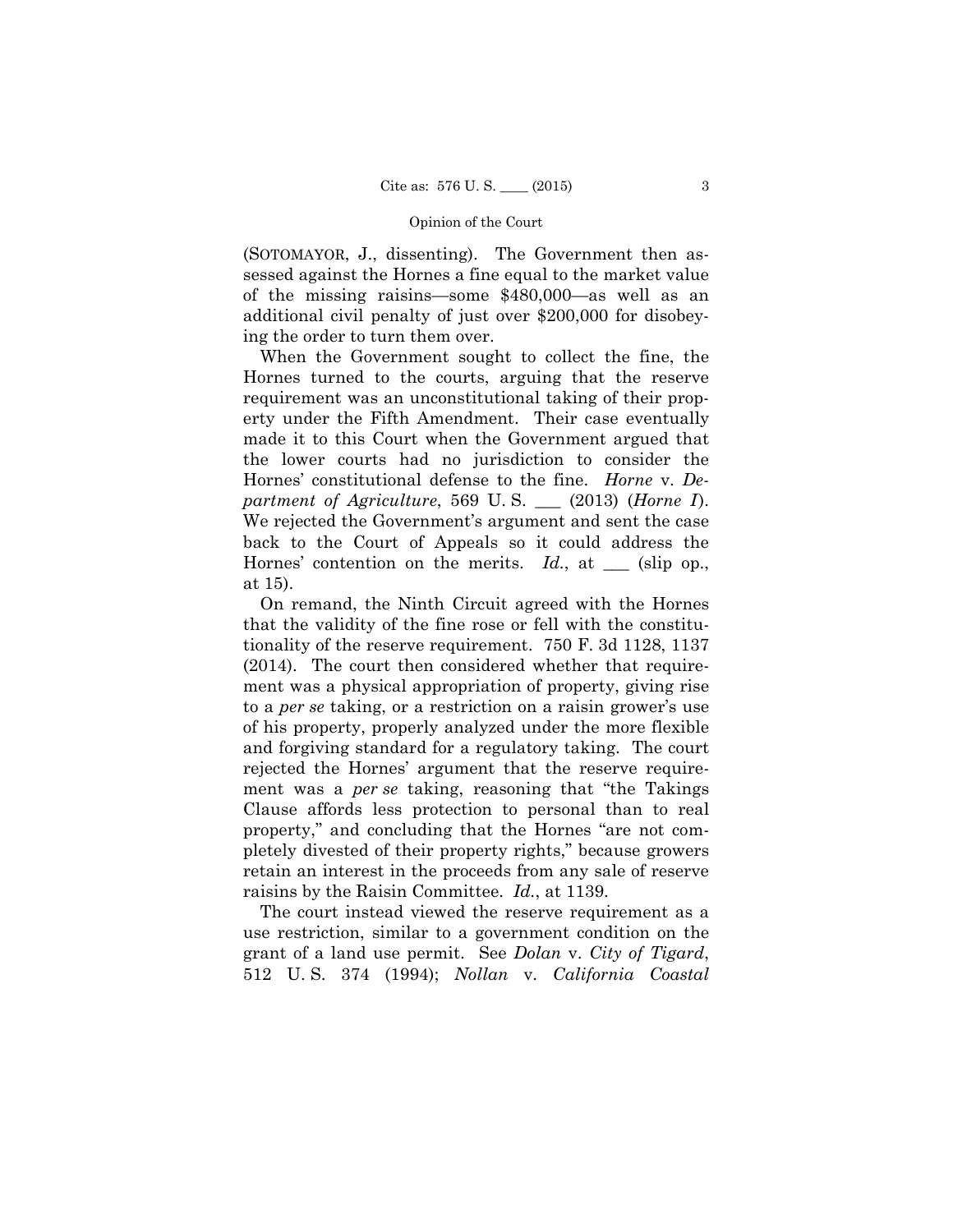(SOTOMAYOR, J., dissenting). The Government then assessed against the Hornes a fine equal to the market value of the missing raisins—some $480,000—as well as an additional civil penalty of just over $200,000 for disobeying the order to turn them over.

When the Government sought to collect the fine, the Hornes turned to the courts, arguing that the reserve requirement was an unconstitutional taking of their property under the Fifth Amendment. Their case eventually made it to this Court when the Government argued that the lower courts had no jurisdiction to consider the Hornes' constitutional defense to the fine. *Horne* v. *Department of Agriculture*, 569 U. S. ___ (2013) (*Horne I*). We rejected the Government's argument and sent the case back to the Court of Appeals so it could address the Hornes' contention on the merits. *Id.*, at ___ (slip op., at 15).

On remand, the Ninth Circuit agreed with the Hornes that the validity of the fine rose or fell with the constitutionality of the reserve requirement. 750 F. 3d 1128, 1137 (2014). The court then considered whether that requirement was a physical appropriation of property, giving rise to a *per se* taking, or a restriction on a raisin grower's use of his property, properly analyzed under the more flexible and forgiving standard for a regulatory taking. The court rejected the Hornes' argument that the reserve requirement was a *per se* taking, reasoning that "the Takings Clause affords less protection to personal than to real property," and concluding that the Hornes "are not completely divested of their property rights," because growers retain an interest in the proceeds from any sale of reserve raisins by the Raisin Committee. *Id.*, at 1139.

The court instead viewed the reserve requirement as a use restriction, similar to a government condition on the grant of a land use permit. See *Dolan* v. *City of Tigard*, 512 U. S. 374 (1994); *Nollan* v. *California Coastal*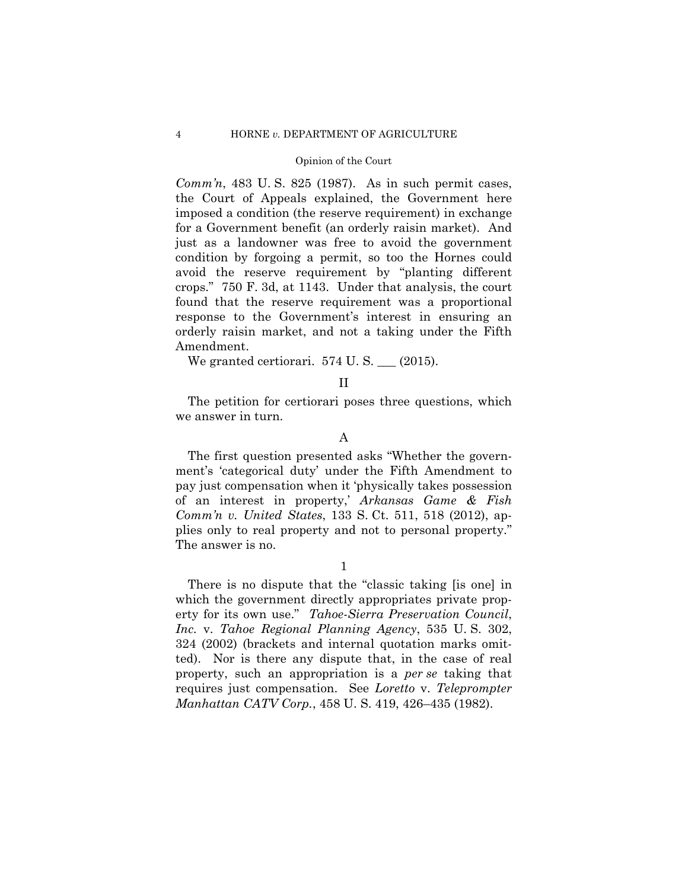*Comm'n*, 483 U. S. 825 (1987). As in such permit cases, the Court of Appeals explained, the Government here imposed a condition (the reserve requirement) in exchange for a Government benefit (an orderly raisin market). And just as a landowner was free to avoid the government condition by forgoing a permit, so too the Hornes could avoid the reserve requirement by "planting different crops." 750 F. 3d, at 1143. Under that analysis, the court found that the reserve requirement was a proportional response to the Government's interest in ensuring an orderly raisin market, and not a taking under the Fifth Amendment.

We granted certiorari. 574 U. S. ___ (2015).

## II

The petition for certiorari poses three questions, which we answer in turn.

### A

The first question presented asks "Whether the government's 'categorical duty' under the Fifth Amendment to pay just compensation when it 'physically takes possession of an interest in property,' *Arkansas Game & Fish Comm'n v. United States*, 133 S. Ct. 511, 518 (2012), applies only to real property and not to personal property." The answer is no.

#### 1

There is no dispute that the "classic taking [is one] in which the government directly appropriates private property for its own use." *Tahoe-Sierra Preservation Council, Inc.* v. *Tahoe Regional Planning Agency*, 535 U. S. 302, 324 (2002) (brackets and internal quotation marks omitted). Nor is there any dispute that, in the case of real property, such an appropriation is a *per se* taking that requires just compensation. See *Loretto* v. *Teleprompter Manhattan CATV Corp.*, 458 U. S. 419, 426–435 (1982).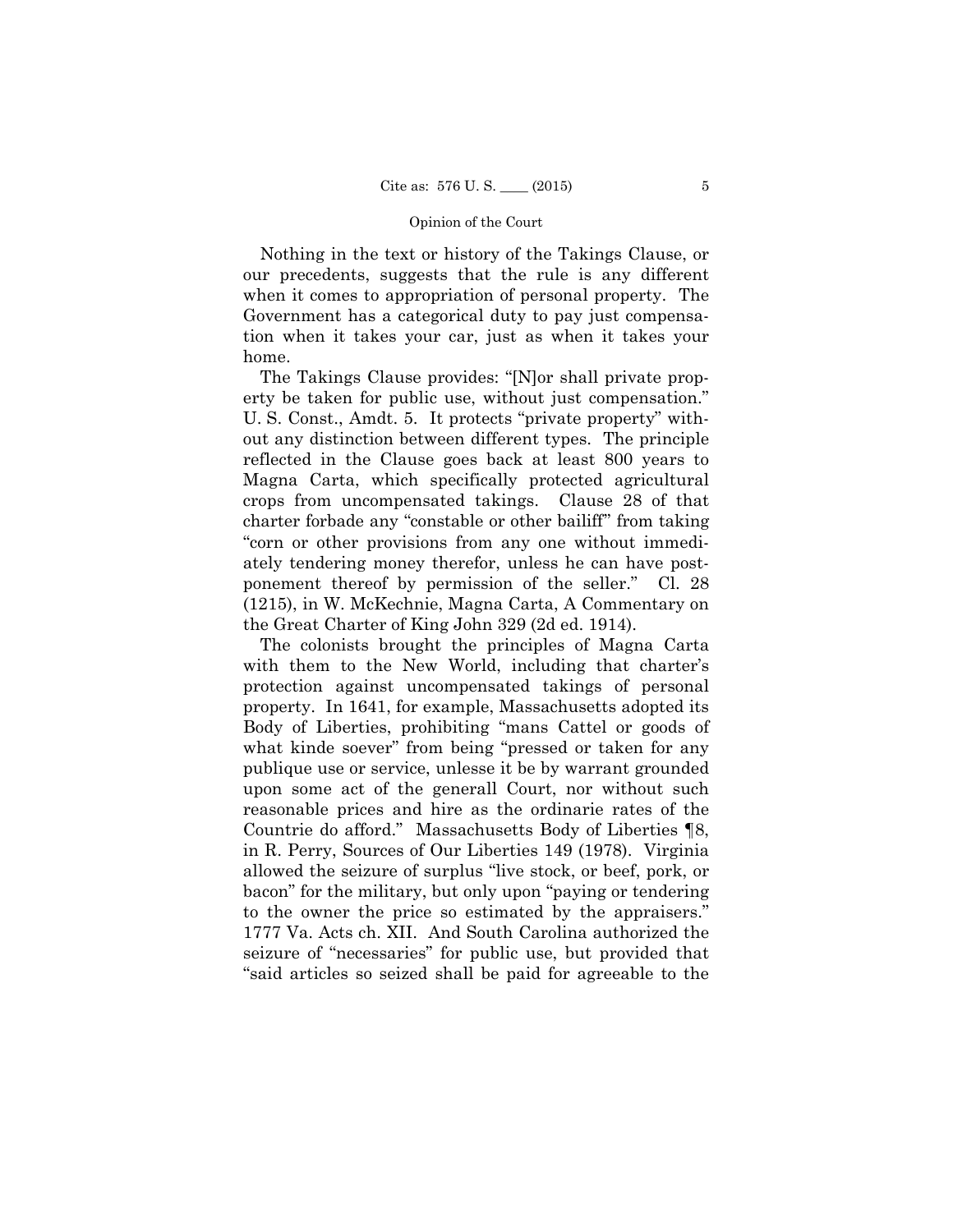Nothing in the text or history of the Takings Clause, or our precedents, suggests that the rule is any different when it comes to appropriation of personal property. The Government has a categorical duty to pay just compensation when it takes your car, just as when it takes your home.

The Takings Clause provides: "[N]or shall private property be taken for public use, without just compensation." U. S. Const., Amdt. 5. It protects "private property" without any distinction between different types. The principle reflected in the Clause goes back at least 800 years to Magna Carta, which specifically protected agricultural crops from uncompensated takings. Clause 28 of that charter forbade any "constable or other bailiff" from taking "corn or other provisions from any one without immediately tendering money therefor, unless he can have postponement thereof by permission of the seller." Cl. 28 (1215), in W. McKechnie, Magna Carta, A Commentary on the Great Charter of King John 329 (2d ed. 1914).

The colonists brought the principles of Magna Carta with them to the New World, including that charter's protection against uncompensated takings of personal property. In 1641, for example, Massachusetts adopted its Body of Liberties, prohibiting "mans Cattel or goods of what kinde soever" from being "pressed or taken for any publique use or service, unlesse it be by warrant grounded upon some act of the generall Court, nor without such reasonable prices and hire as the ordinarie rates of the Countrie do afford." Massachusetts Body of Liberties ¶8, in R. Perry, Sources of Our Liberties 149 (1978). Virginia allowed the seizure of surplus "live stock, or beef, pork, or bacon" for the military, but only upon "paying or tendering to the owner the price so estimated by the appraisers." 1777 Va. Acts ch. XII. And South Carolina authorized the seizure of "necessaries" for public use, but provided that "said articles so seized shall be paid for agreeable to the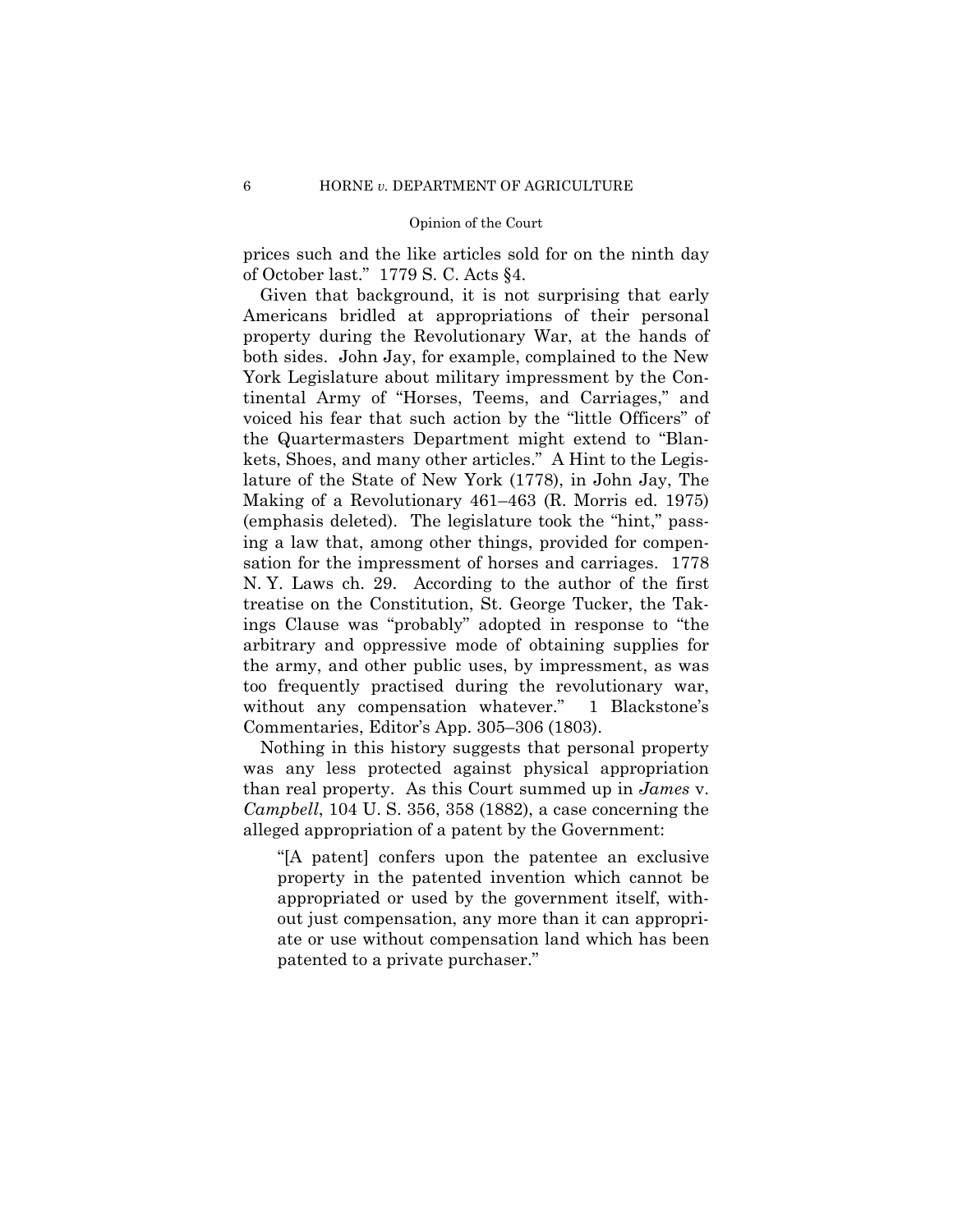prices such and the like articles sold for on the ninth day of October last." 1779 S. C. Acts §4.

Given that background, it is not surprising that early Americans bridled at appropriations of their personal property during the Revolutionary War, at the hands of both sides. John Jay, for example, complained to the New York Legislature about military impressment by the Continental Army of "Horses, Teems, and Carriages," and voiced his fear that such action by the "little Officers" of the Quartermasters Department might extend to "Blankets, Shoes, and many other articles." A Hint to the Legislature of the State of New York (1778), in John Jay, The Making of a Revolutionary 461–463 (R. Morris ed. 1975) (emphasis deleted). The legislature took the "hint," passing a law that, among other things, provided for compensation for the impressment of horses and carriages. 1778 N. Y. Laws ch. 29. According to the author of the first treatise on the Constitution, St. George Tucker, the Takings Clause was "probably" adopted in response to "the arbitrary and oppressive mode of obtaining supplies for the army, and other public uses, by impressment, as was too frequently practised during the revolutionary war, without any compensation whatever." 1 Blackstone's Commentaries, Editor's App. 305–306 (1803).

Nothing in this history suggests that personal property was any less protected against physical appropriation than real property. As this Court summed up in *James* v. *Campbell*, 104 U. S. 356, 358 (1882), a case concerning the alleged appropriation of a patent by the Government:

> "[A patent] confers upon the patentee an exclusive property in the patented invention which cannot be appropriated or used by the government itself, without just compensation, any more than it can appropriate or use without compensation land which has been patented to a private purchaser."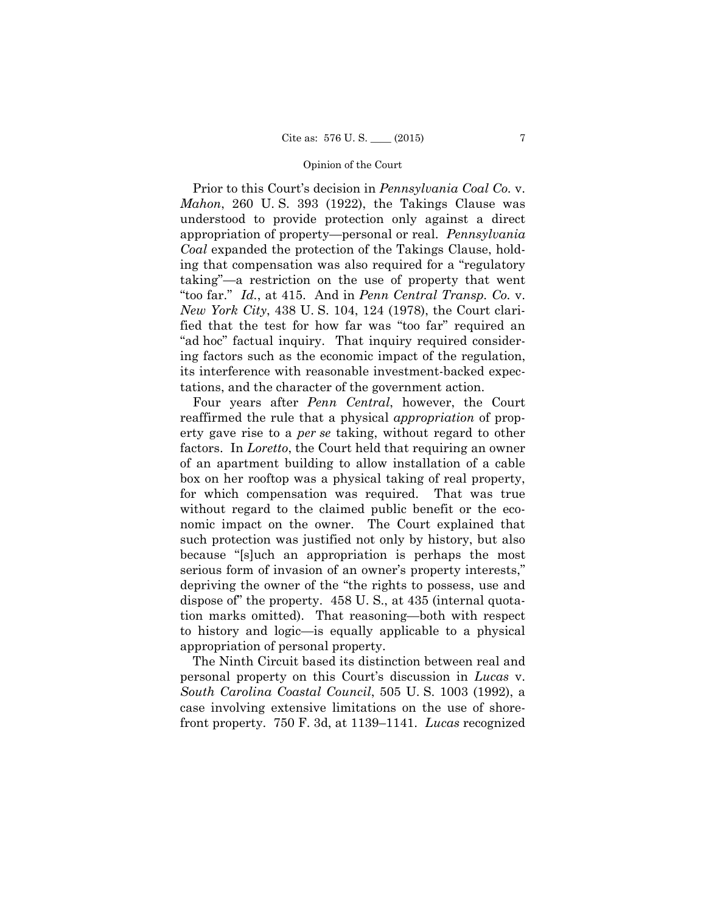Prior to this Court's decision in *Pennsylvania Coal Co.* v. *Mahon*, 260 U. S. 393 (1922), the Takings Clause was understood to provide protection only against a direct appropriation of property—personal or real. *Pennsylvania Coal* expanded the protection of the Takings Clause, holding that compensation was also required for a "regulatory taking"—a restriction on the use of property that went "too far." *Id.*, at 415. And in *Penn Central Transp. Co.* v. *New York City*, 438 U. S. 104, 124 (1978), the Court clarified that the test for how far was "too far" required an "ad hoc" factual inquiry. That inquiry required considering factors such as the economic impact of the regulation, its interference with reasonable investment-backed expectations, and the character of the government action.

Four years after *Penn Central*, however, the Court reaffirmed the rule that a physical *appropriation* of property gave rise to a *per se* taking, without regard to other factors. In *Loretto*, the Court held that requiring an owner of an apartment building to allow installation of a cable box on her rooftop was a physical taking of real property, for which compensation was required. That was true without regard to the claimed public benefit or the economic impact on the owner. The Court explained that such protection was justified not only by history, but also because "[s]uch an appropriation is perhaps the most serious form of invasion of an owner's property interests," depriving the owner of the "the rights to possess, use and dispose of" the property. 458 U. S., at 435 (internal quotation marks omitted). That reasoning—both with respect to history and logic—is equally applicable to a physical appropriation of personal property.

The Ninth Circuit based its distinction between real and personal property on this Court's discussion in *Lucas* v. *South Carolina Coastal Council*, 505 U. S. 1003 (1992), a case involving extensive limitations on the use of shorefront property. 750 F. 3d, at 1139–1141. *Lucas* recognized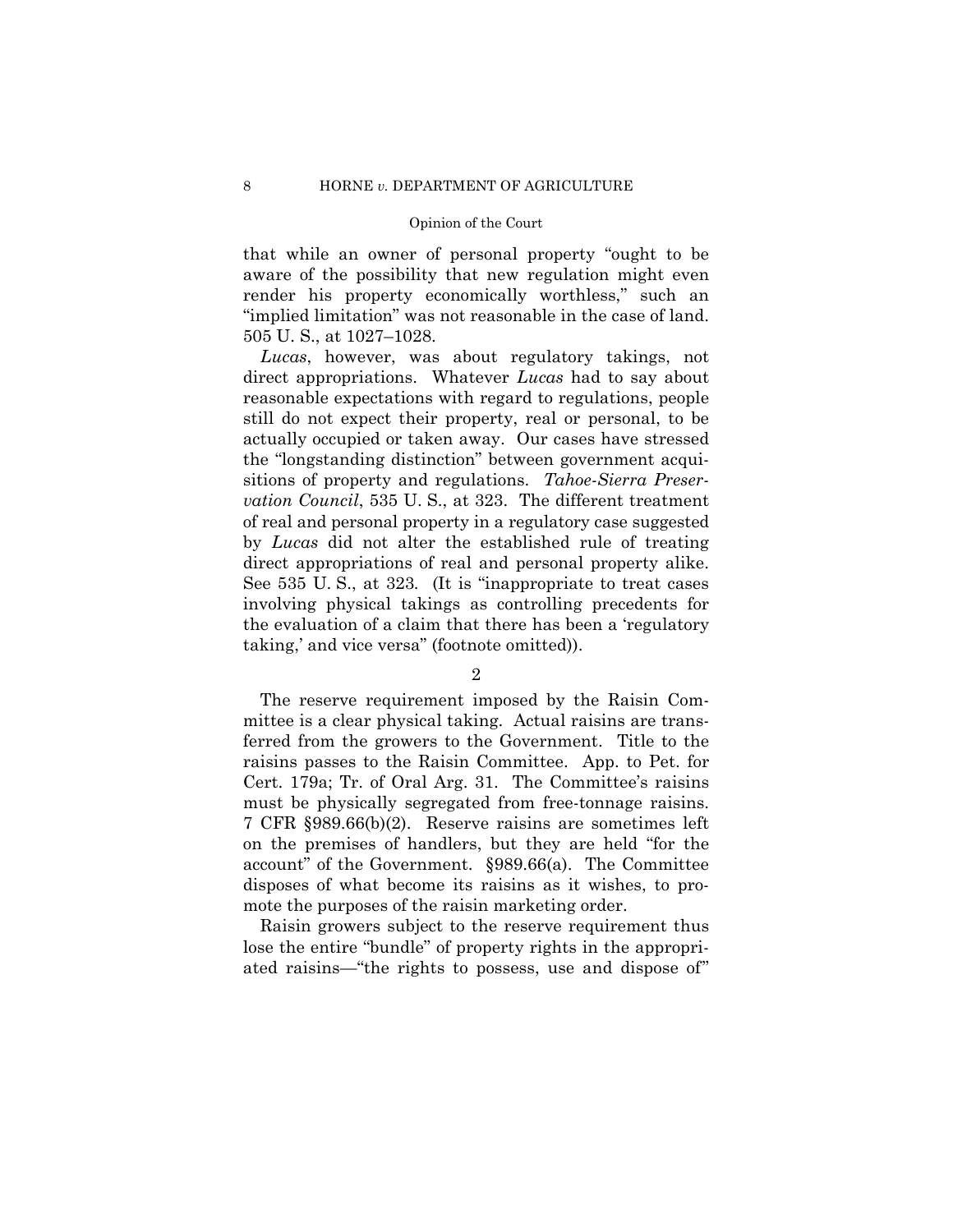that while an owner of personal property "ought to be aware of the possibility that new regulation might even render his property economically worthless," such an "implied limitation" was not reasonable in the case of land. 505 U. S., at 1027–1028.

*Lucas*, however, was about regulatory takings, not direct appropriations. Whatever *Lucas* had to say about reasonable expectations with regard to regulations, people still do not expect their property, real or personal, to be actually occupied or taken away. Our cases have stressed the "longstanding distinction" between government acquisitions of property and regulations. *Tahoe-Sierra Preservation Council*, 535 U. S., at 323. The different treatment of real and personal property in a regulatory case suggested by *Lucas* did not alter the established rule of treating direct appropriations of real and personal property alike. See 535 U. S., at 323. (It is "inappropriate to treat cases involving physical takings as controlling precedents for the evaluation of a claim that there has been a 'regulatory taking,' and vice versa" (footnote omitted)).

2

The reserve requirement imposed by the Raisin Committee is a clear physical taking. Actual raisins are transferred from the growers to the Government. Title to the raisins passes to the Raisin Committee. App. to Pet. for Cert. 179a; Tr. of Oral Arg. 31. The Committee's raisins must be physically segregated from free-tonnage raisins. 7 CFR §989.66(b)(2). Reserve raisins are sometimes left on the premises of handlers, but they are held "for the account" of the Government. §989.66(a). The Committee disposes of what become its raisins as it wishes, to promote the purposes of the raisin marketing order.

Raisin growers subject to the reserve requirement thus lose the entire "bundle" of property rights in the appropriated raisins—"the rights to possess, use and dispose of"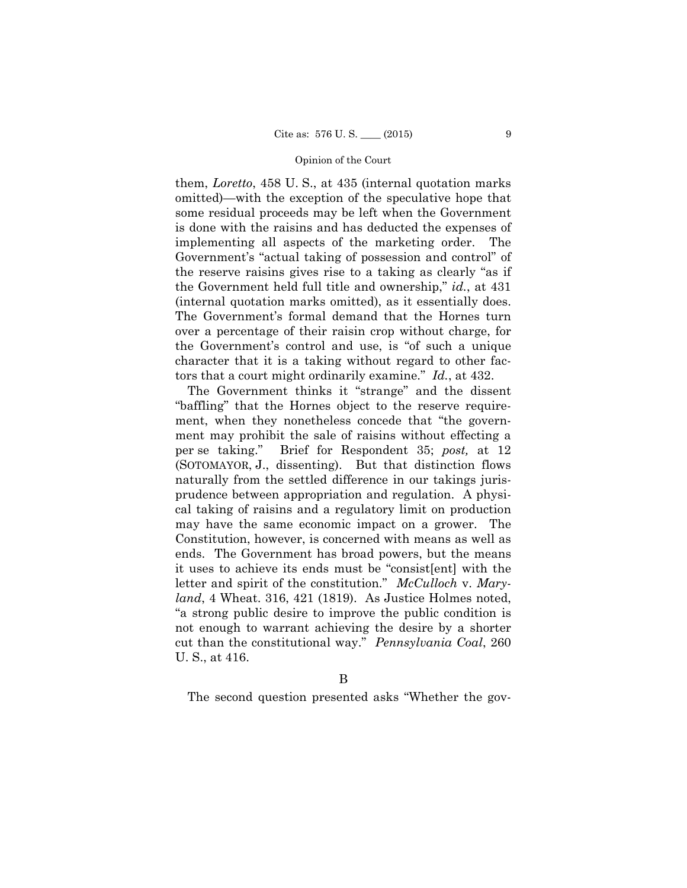them, *Loretto*, 458 U. S., at 435 (internal quotation marks omitted)—with the exception of the speculative hope that some residual proceeds may be left when the Government is done with the raisins and has deducted the expenses of implementing all aspects of the marketing order. The Government's "actual taking of possession and control" of the reserve raisins gives rise to a taking as clearly "as if the Government held full title and ownership," *id.*, at 431 (internal quotation marks omitted), as it essentially does. The Government's formal demand that the Hornes turn over a percentage of their raisin crop without charge, for the Government's control and use, is "of such a unique character that it is a taking without regard to other factors that a court might ordinarily examine." *Id.*, at 432.

The Government thinks it "strange" and the dissent "baffling" that the Hornes object to the reserve requirement, when they nonetheless concede that "the government may prohibit the sale of raisins without effecting a per se taking." Brief for Respondent 35; *post,* at 12 (SOTOMAYOR, J., dissenting). But that distinction flows naturally from the settled difference in our takings jurisprudence between appropriation and regulation. A physical taking of raisins and a regulatory limit on production may have the same economic impact on a grower. The Constitution, however, is concerned with means as well as ends. The Government has broad powers, but the means it uses to achieve its ends must be "consist[ent] with the letter and spirit of the constitution." *McCulloch* v. *Maryland*, 4 Wheat. 316, 421 (1819). As Justice Holmes noted, "a strong public desire to improve the public condition is not enough to warrant achieving the desire by a shorter cut than the constitutional way." *Pennsylvania Coal*, 260 U. S., at 416.

### B

The second question presented asks "Whether the gov-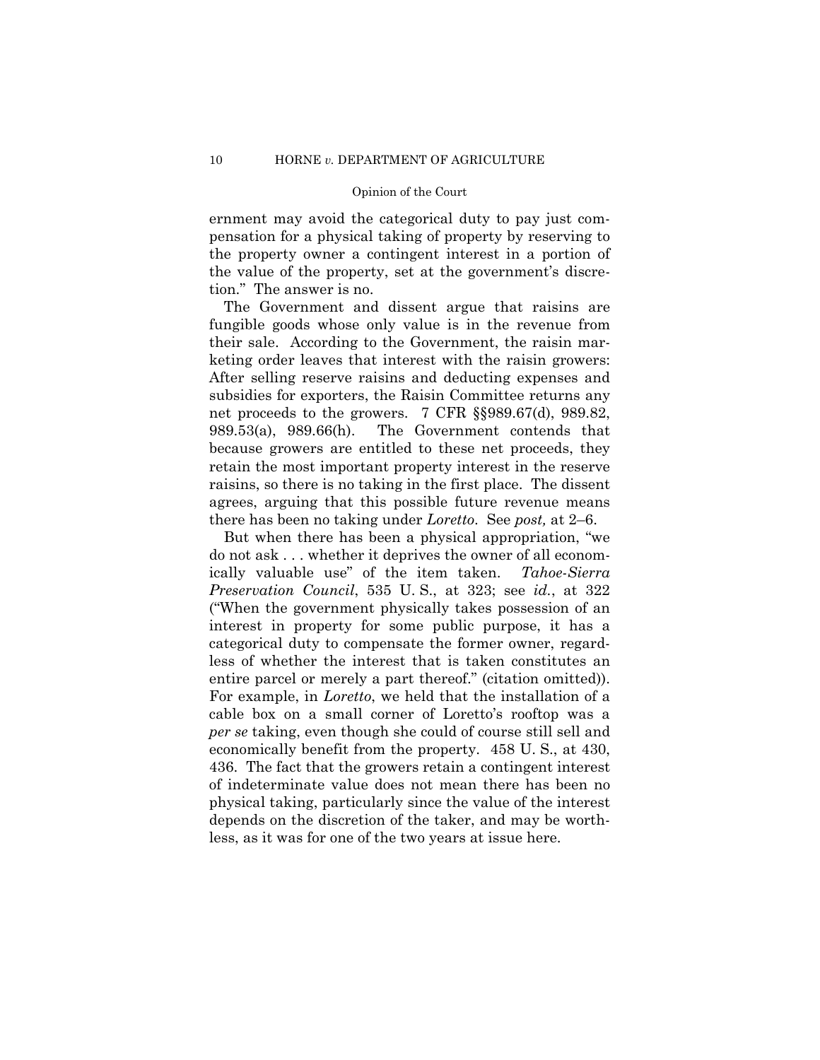ernment may avoid the categorical duty to pay just compensation for a physical taking of property by reserving to the property owner a contingent interest in a portion of the value of the property, set at the government's discretion." The answer is no.

The Government and dissent argue that raisins are fungible goods whose only value is in the revenue from their sale. According to the Government, the raisin marketing order leaves that interest with the raisin growers: After selling reserve raisins and deducting expenses and subsidies for exporters, the Raisin Committee returns any net proceeds to the growers. 7 CFR §§989.67(d), 989.82, 989.53(a), 989.66(h). The Government contends that because growers are entitled to these net proceeds, they retain the most important property interest in the reserve raisins, so there is no taking in the first place. The dissent agrees, arguing that this possible future revenue means there has been no taking under *Loretto*. See *post,* at 2–6.

But when there has been a physical appropriation, "we do not ask . . . whether it deprives the owner of all economically valuable use" of the item taken. *Tahoe-Sierra Preservation Council*, 535 U. S., at 323; see *id.*, at 322 ("When the government physically takes possession of an interest in property for some public purpose, it has a categorical duty to compensate the former owner, regardless of whether the interest that is taken constitutes an entire parcel or merely a part thereof." (citation omitted)). For example, in *Loretto*, we held that the installation of a cable box on a small corner of Loretto's rooftop was a *per se* taking, even though she could of course still sell and economically benefit from the property. 458 U. S., at 430, 436. The fact that the growers retain a contingent interest of indeterminate value does not mean there has been no physical taking, particularly since the value of the interest depends on the discretion of the taker, and may be worthless, as it was for one of the two years at issue here.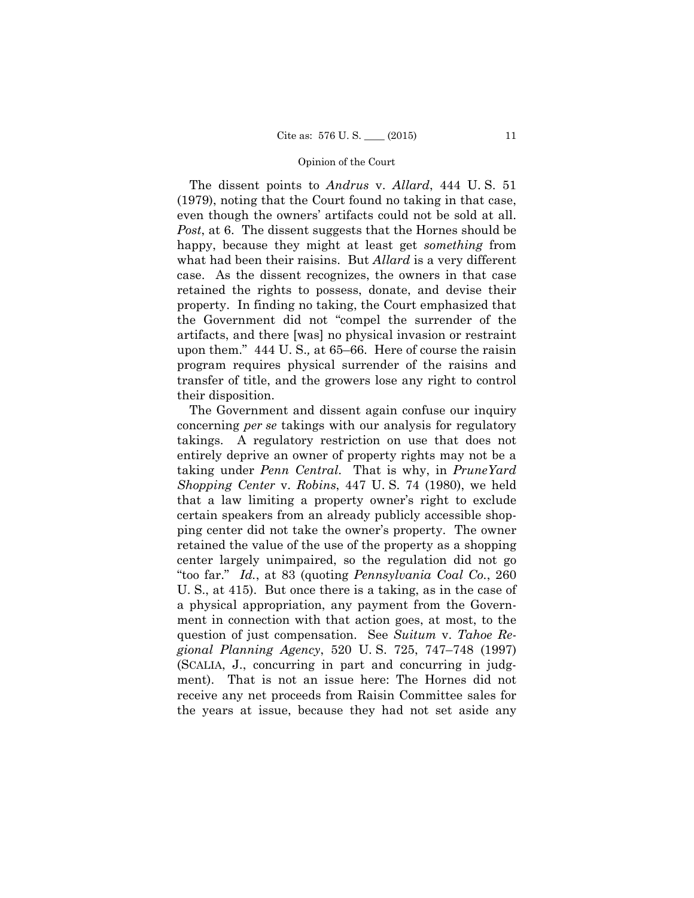The dissent points to *Andrus* v. *Allard*, 444 U. S. 51 (1979), noting that the Court found no taking in that case, even though the owners' artifacts could not be sold at all. *Post*, at 6. The dissent suggests that the Hornes should be happy, because they might at least get *something* from what had been their raisins. But *Allard* is a very different case. As the dissent recognizes, the owners in that case retained the rights to possess, donate, and devise their property. In finding no taking, the Court emphasized that the Government did not "compel the surrender of the artifacts, and there [was] no physical invasion or restraint upon them." 444 U. S., at 65–66. Here of course the raisin program requires physical surrender of the raisins and transfer of title, and the growers lose any right to control their disposition.

The Government and dissent again confuse our inquiry concerning *per se* takings with our analysis for regulatory takings. A regulatory restriction on use that does not entirely deprive an owner of property rights may not be a taking under *Penn Central*. That is why, in *PruneYard Shopping Center* v. *Robins*, 447 U. S. 74 (1980), we held that a law limiting a property owner's right to exclude certain speakers from an already publicly accessible shopping center did not take the owner's property. The owner retained the value of the use of the property as a shopping center largely unimpaired, so the regulation did not go "too far." *Id.*, at 83 (quoting *Pennsylvania Coal Co.*, 260 U. S., at 415). But once there is a taking, as in the case of a physical appropriation, any payment from the Government in connection with that action goes, at most, to the question of just compensation. See *Suitum* v. *Tahoe Regional Planning Agency*, 520 U. S. 725, 747–748 (1997) (SCALIA, J., concurring in part and concurring in judgment). That is not an issue here: The Hornes did not receive any net proceeds from Raisin Committee sales for the years at issue, because they had not set aside any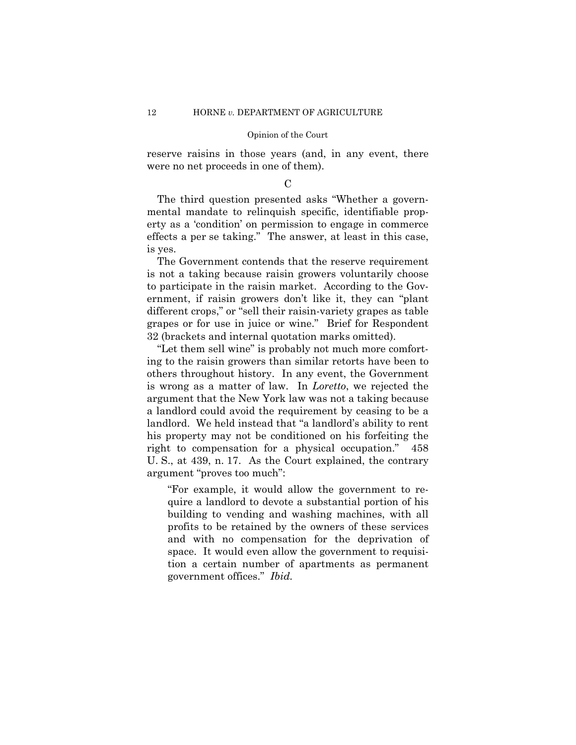reserve raisins in those years (and, in any event, there were no net proceeds in one of them).

C

The third question presented asks "Whether a governmental mandate to relinquish specific, identifiable property as a 'condition' on permission to engage in commerce effects a per se taking." The answer, at least in this case, is yes.

The Government contends that the reserve requirement is not a taking because raisin growers voluntarily choose to participate in the raisin market. According to the Government, if raisin growers don't like it, they can "plant different crops," or "sell their raisin-variety grapes as table grapes or for use in juice or wine." Brief for Respondent 32 (brackets and internal quotation marks omitted).

"Let them sell wine" is probably not much more comforting to the raisin growers than similar retorts have been to others throughout history. In any event, the Government is wrong as a matter of law. In *Loretto*, we rejected the argument that the New York law was not a taking because a landlord could avoid the requirement by ceasing to be a landlord. We held instead that "a landlord's ability to rent his property may not be conditioned on his forfeiting the right to compensation for a physical occupation." 458 U. S., at 439, n. 17. As the Court explained, the contrary argument "proves too much":

> "For example, it would allow the government to require a landlord to devote a substantial portion of his building to vending and washing machines, with all profits to be retained by the owners of these services and with no compensation for the deprivation of space. It would even allow the government to requisition a certain number of apartments as permanent government offices." *Ibid.*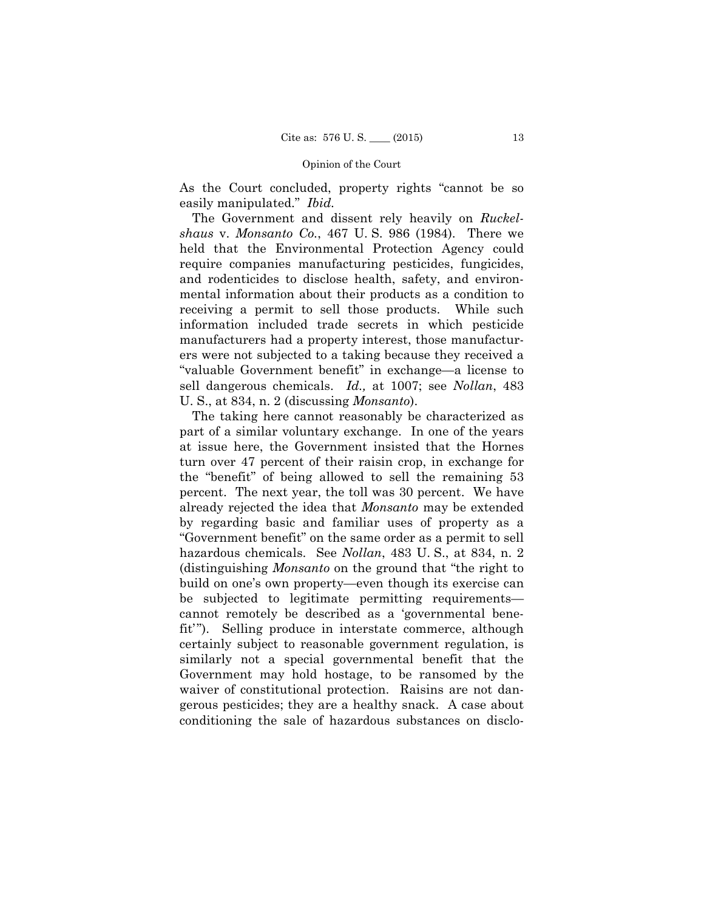As the Court concluded, property rights "cannot be so easily manipulated." *Ibid.*

The Government and dissent rely heavily on *Ruckelshaus* v. *Monsanto Co.*, 467 U. S. 986 (1984). There we held that the Environmental Protection Agency could require companies manufacturing pesticides, fungicides, and rodenticides to disclose health, safety, and environmental information about their products as a condition to receiving a permit to sell those products. While such information included trade secrets in which pesticide manufacturers had a property interest, those manufacturers were not subjected to a taking because they received a "valuable Government benefit" in exchange—a license to sell dangerous chemicals. *Id.,* at 1007; see *Nollan*, 483 U. S., at 834, n. 2 (discussing *Monsanto*).

The taking here cannot reasonably be characterized as part of a similar voluntary exchange. In one of the years at issue here, the Government insisted that the Hornes turn over 47 percent of their raisin crop, in exchange for the "benefit" of being allowed to sell the remaining 53 percent. The next year, the toll was 30 percent. We have already rejected the idea that *Monsanto* may be extended by regarding basic and familiar uses of property as a "Government benefit" on the same order as a permit to sell hazardous chemicals. See *Nollan*, 483 U. S., at 834, n. 2 (distinguishing *Monsanto* on the ground that "the right to build on one's own property—even though its exercise can be subjected to legitimate permitting requirements—cannot remotely be described as a 'governmental benefit'"). Selling produce in interstate commerce, although certainly subject to reasonable government regulation, is similarly not a special governmental benefit that the Government may hold hostage, to be ransomed by the waiver of constitutional protection. Raisins are not dangerous pesticides; they are a healthy snack. A case about conditioning the sale of hazardous substances on disclo-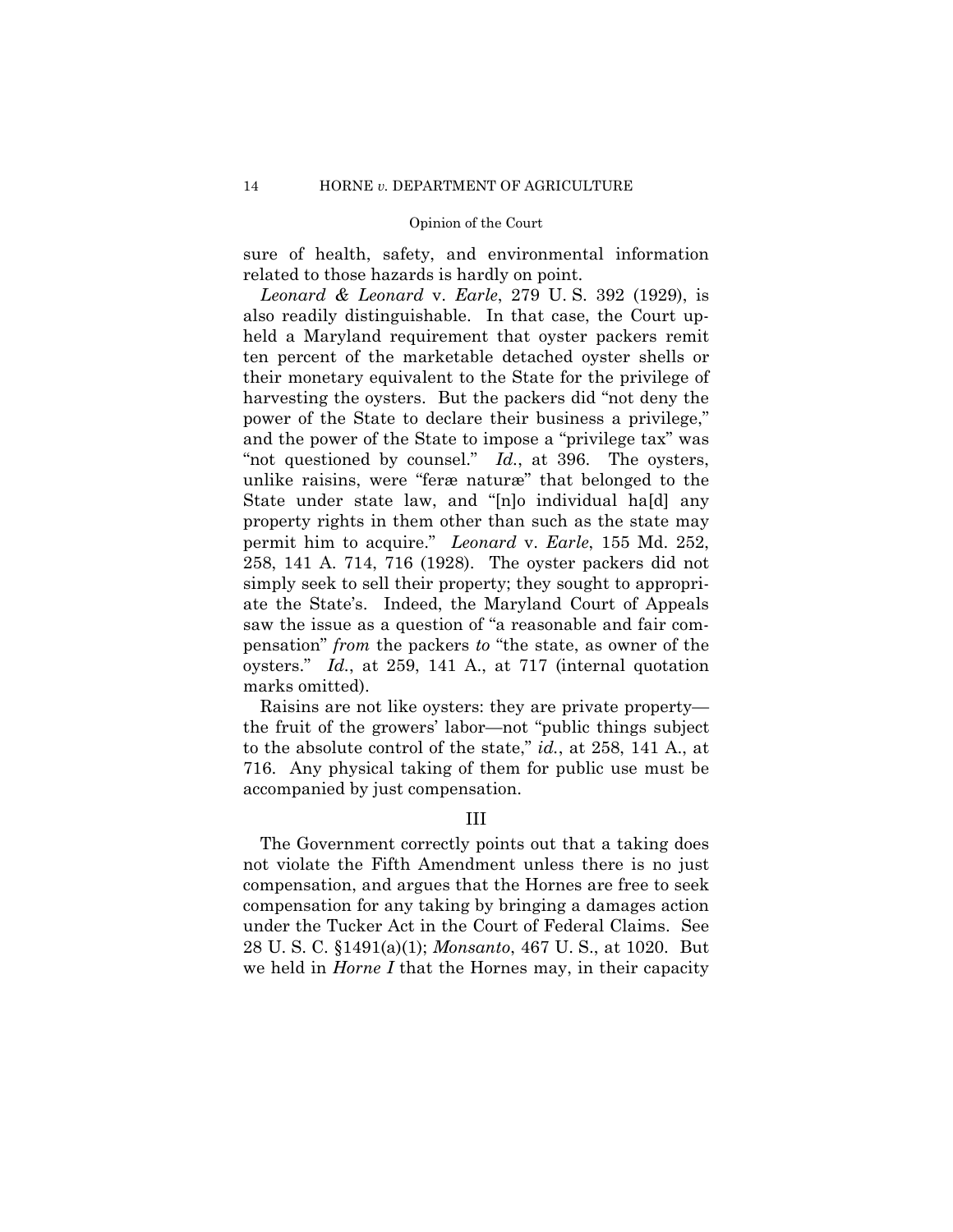sure of health, safety, and environmental information related to those hazards is hardly on point.

*Leonard & Leonard* v. *Earle*, 279 U. S. 392 (1929), is also readily distinguishable. In that case, the Court upheld a Maryland requirement that oyster packers remit ten percent of the marketable detached oyster shells or their monetary equivalent to the State for the privilege of harvesting the oysters. But the packers did "not deny the power of the State to declare their business a privilege," and the power of the State to impose a "privilege tax" was "not questioned by counsel." *Id.*, at 396. The oysters, unlike raisins, were "feræ naturæ" that belonged to the State under state law, and "[n]o individual ha[d] any property rights in them other than such as the state may permit him to acquire." *Leonard* v. *Earle*, 155 Md. 252, 258, 141 A. 714, 716 (1928). The oyster packers did not simply seek to sell their property; they sought to appropriate the State's. Indeed, the Maryland Court of Appeals saw the issue as a question of "a reasonable and fair compensation" *from* the packers *to* "the state, as owner of the oysters." *Id.*, at 259, 141 A., at 717 (internal quotation marks omitted).

Raisins are not like oysters: they are private property—the fruit of the growers' labor—not "public things subject to the absolute control of the state," *id.*, at 258, 141 A., at 716. Any physical taking of them for public use must be accompanied by just compensation.

## III

The Government correctly points out that a taking does not violate the Fifth Amendment unless there is no just compensation, and argues that the Hornes are free to seek compensation for any taking by bringing a damages action under the Tucker Act in the Court of Federal Claims. See 28 U. S. C. §1491(a)(1); *Monsanto*, 467 U. S., at 1020. But we held in *Horne I* that the Hornes may, in their capacity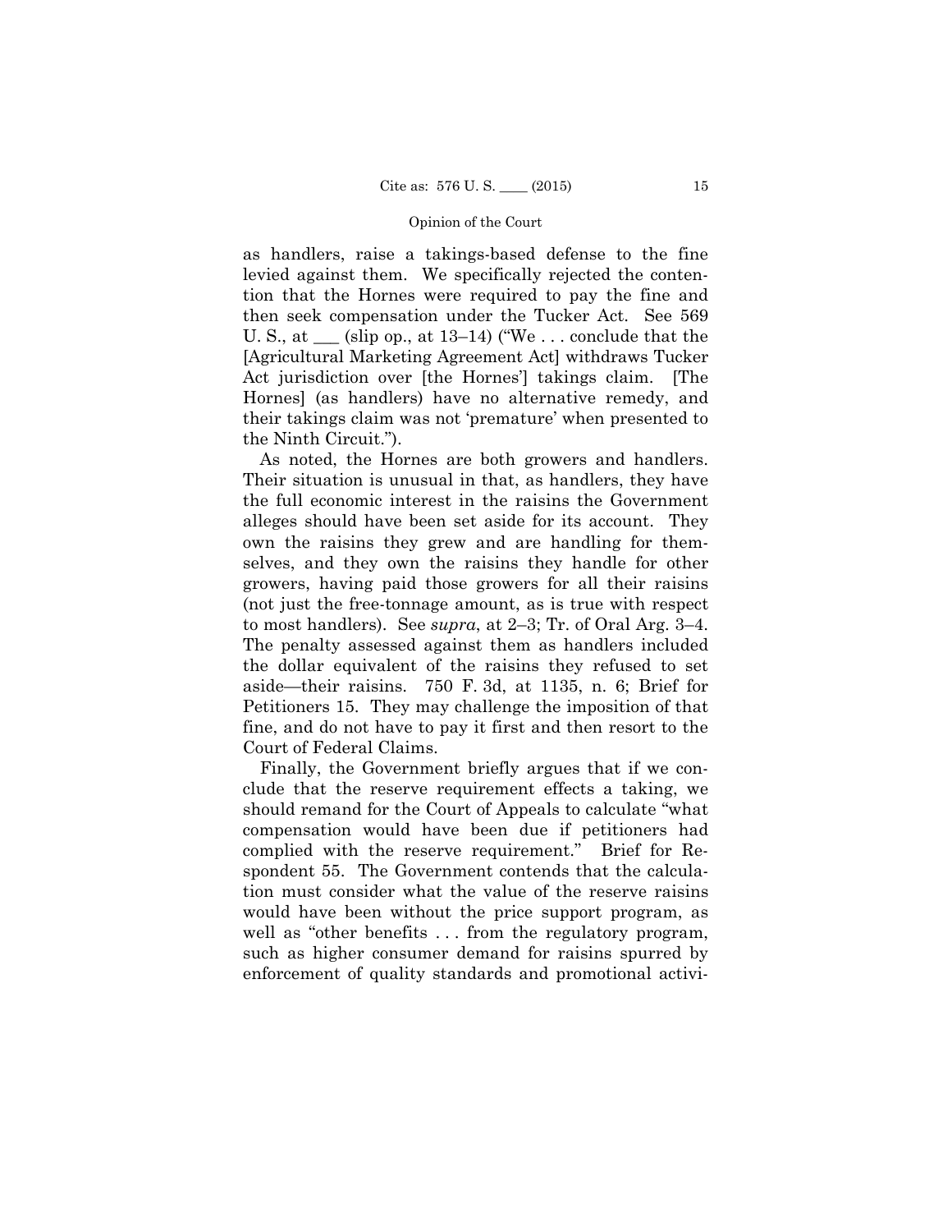as handlers, raise a takings-based defense to the fine levied against them. We specifically rejected the contention that the Hornes were required to pay the fine and then seek compensation under the Tucker Act. See 569 U. S., at ___ (slip op., at 13–14) ("We . . . conclude that the [Agricultural Marketing Agreement Act] withdraws Tucker Act jurisdiction over [the Hornes'] takings claim. [The Hornes] (as handlers) have no alternative remedy, and their takings claim was not 'premature' when presented to the Ninth Circuit.").

As noted, the Hornes are both growers and handlers. Their situation is unusual in that, as handlers, they have the full economic interest in the raisins the Government alleges should have been set aside for its account. They own the raisins they grew and are handling for themselves, and they own the raisins they handle for other growers, having paid those growers for all their raisins (not just the free-tonnage amount, as is true with respect to most handlers). See *supra*, at 2–3; Tr. of Oral Arg. 3–4. The penalty assessed against them as handlers included the dollar equivalent of the raisins they refused to set aside—their raisins. 750 F. 3d, at 1135, n. 6; Brief for Petitioners 15. They may challenge the imposition of that fine, and do not have to pay it first and then resort to the Court of Federal Claims.

Finally, the Government briefly argues that if we conclude that the reserve requirement effects a taking, we should remand for the Court of Appeals to calculate "what compensation would have been due if petitioners had complied with the reserve requirement." Brief for Respondent 55. The Government contends that the calculation must consider what the value of the reserve raisins would have been without the price support program, as well as "other benefits . . . from the regulatory program, such as higher consumer demand for raisins spurred by enforcement of quality standards and promotional activi-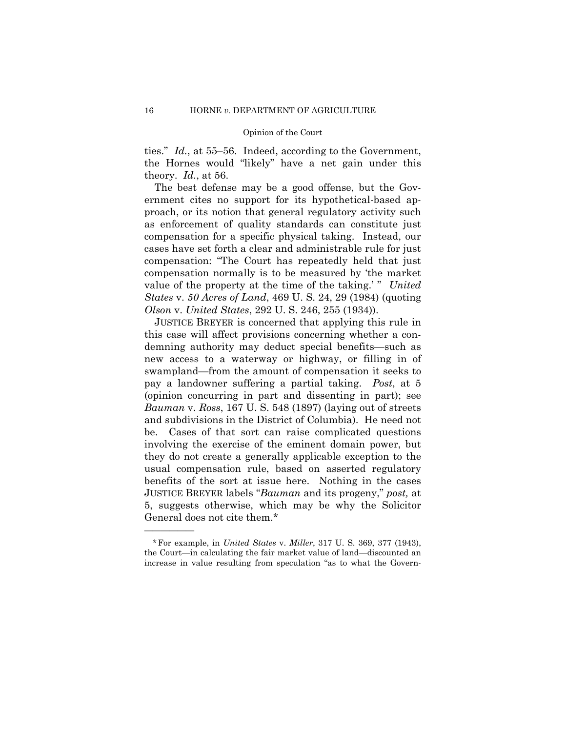ties." *Id.*, at 55–56. Indeed, according to the Government, the Hornes would "likely" have a net gain under this theory. *Id.*, at 56.

The best defense may be a good offense, but the Government cites no support for its hypothetical-based approach, or its notion that general regulatory activity such as enforcement of quality standards can constitute just compensation for a specific physical taking. Instead, our cases have set forth a clear and administrable rule for just compensation: "The Court has repeatedly held that just compensation normally is to be measured by 'the market value of the property at the time of the taking.' " *United States* v. *50 Acres of Land*, 469 U. S. 24, 29 (1984) (quoting *Olson* v. *United States*, 292 U. S. 246, 255 (1934)).

JUSTICE BREYER is concerned that applying this rule in this case will affect provisions concerning whether a condemning authority may deduct special benefits—such as new access to a waterway or highway, or filling in of swampland—from the amount of compensation it seeks to pay a landowner suffering a partial taking. *Post*, at 5 (opinion concurring in part and dissenting in part); see *Bauman* v. *Ross*, 167 U. S. 548 (1897) (laying out of streets and subdivisions in the District of Columbia). He need not be. Cases of that sort can raise complicated questions involving the exercise of the eminent domain power, but they do not create a generally applicable exception to the usual compensation rule, based on asserted regulatory benefits of the sort at issue here. Nothing in the cases JUSTICE BREYER labels "*Bauman* and its progeny," *post,* at 5, suggests otherwise, which may be why the Solicitor General does not cite them.*

---

*For example, in *United States* v. *Miller*, 317 U. S. 369, 377 (1943), the Court—in calculating the fair market value of land—discounted an increase in value resulting from speculation "as to what the Govern-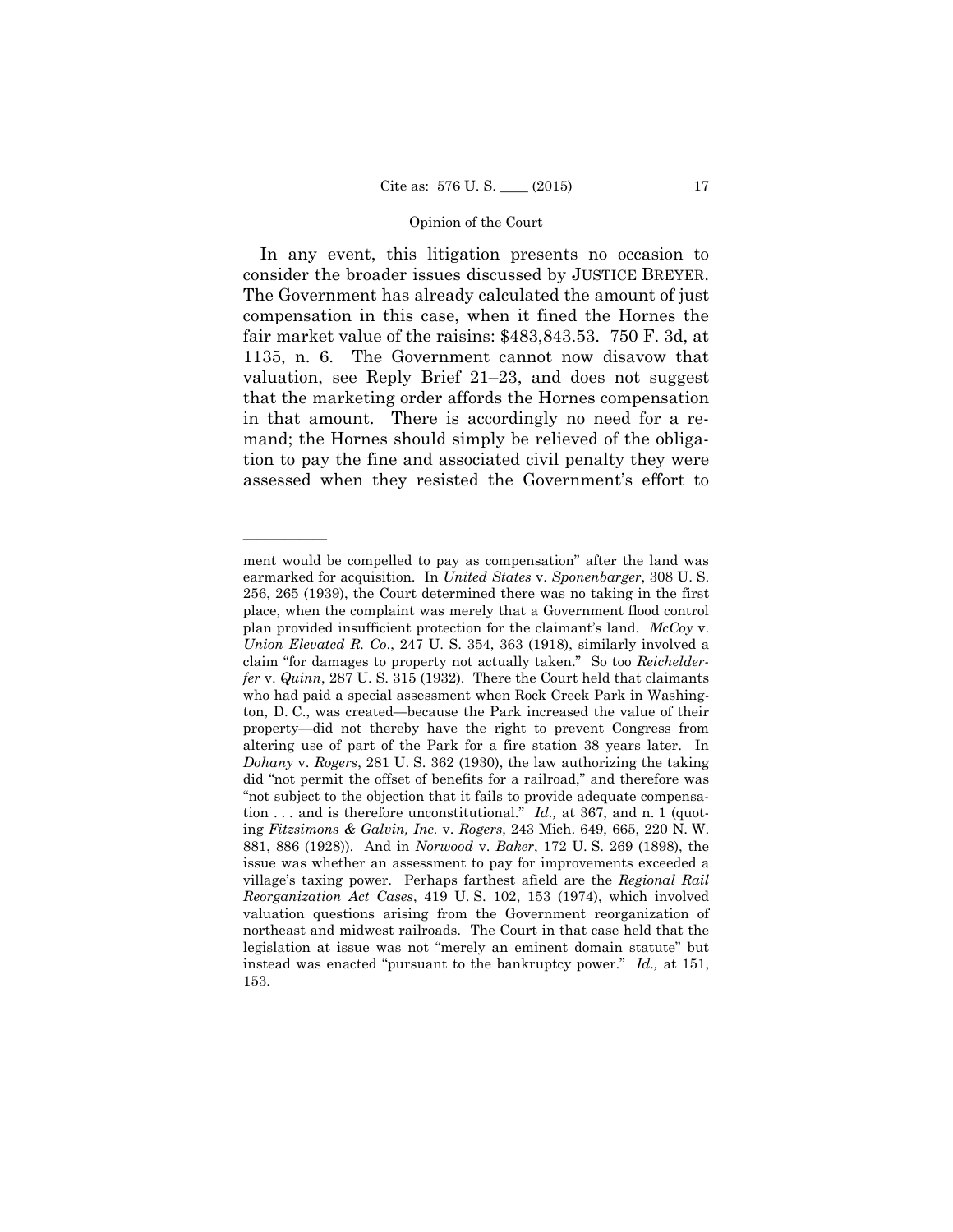In any event, this litigation presents no occasion to consider the broader issues discussed by JUSTICE BREYER. The Government has already calculated the amount of just compensation in this case, when it fined the Hornes the fair market value of the raisins: $483,843.53. 750 F. 3d, at 1135, n. 6. The Government cannot now disavow that valuation, see Reply Brief 21–23, and does not suggest that the marketing order affords the Hornes compensation in that amount. There is accordingly no need for a remand; the Hornes should simply be relieved of the obligation to pay the fine and associated civil penalty they were assessed when they resisted the Government's effort to

---

ment would be compelled to pay as compensation" after the land was earmarked for acquisition. In *United States* v. *Sponenbarger*, 308 U. S. 256, 265 (1939), the Court determined there was no taking in the first place, when the complaint was merely that a Government flood control plan provided insufficient protection for the claimant's land. *McCoy* v. *Union Elevated R. Co*., 247 U. S. 354, 363 (1918), similarly involved a claim "for damages to property not actually taken." So too *Reichelderfer* v. *Quinn*, 287 U. S. 315 (1932). There the Court held that claimants who had paid a special assessment when Rock Creek Park in Washington, D. C., was created—because the Park increased the value of their property—did not thereby have the right to prevent Congress from altering use of part of the Park for a fire station 38 years later. In *Dohany* v. *Rogers*, 281 U. S. 362 (1930), the law authorizing the taking did "not permit the offset of benefits for a railroad," and therefore was "not subject to the objection that it fails to provide adequate compensation . . . and is therefore unconstitutional." *Id.,* at 367, and n. 1 (quoting *Fitzsimons & Galvin, Inc.* v. *Rogers*, 243 Mich. 649, 665, 220 N. W. 881, 886 (1928)). And in *Norwood* v. *Baker*, 172 U. S. 269 (1898), the issue was whether an assessment to pay for improvements exceeded a village's taxing power. Perhaps farthest afield are the *Regional Rail Reorganization Act Cases*, 419 U. S. 102, 153 (1974), which involved valuation questions arising from the Government reorganization of northeast and midwest railroads. The Court in that case held that the legislation at issue was not "merely an eminent domain statute" but instead was enacted "pursuant to the bankruptcy power." *Id.,* at 151, 153.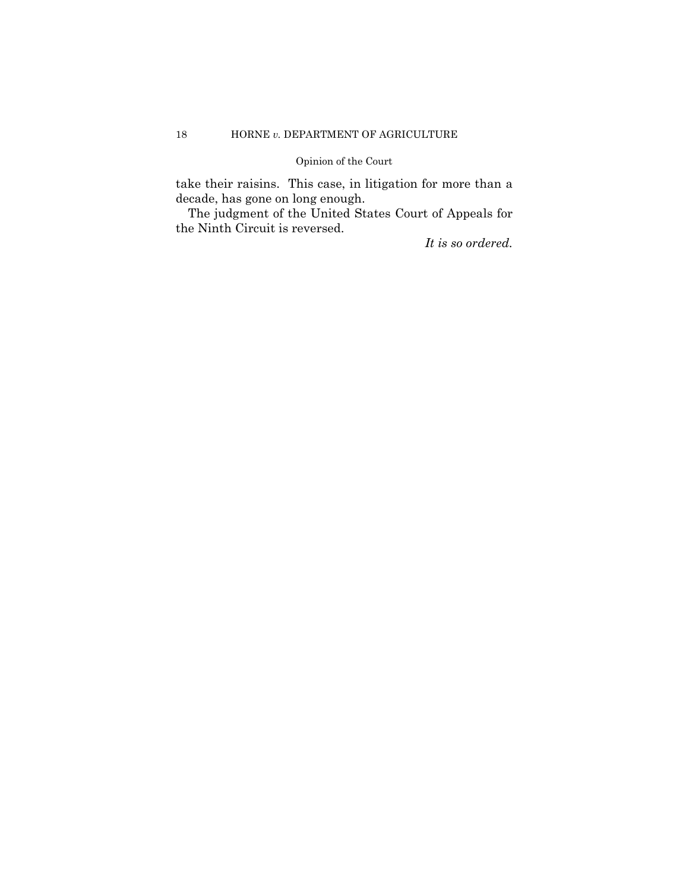take their raisins. This case, in litigation for more than a decade, has gone on long enough.

The judgment of the United States Court of Appeals for the Ninth Circuit is reversed.

*It is so ordered.*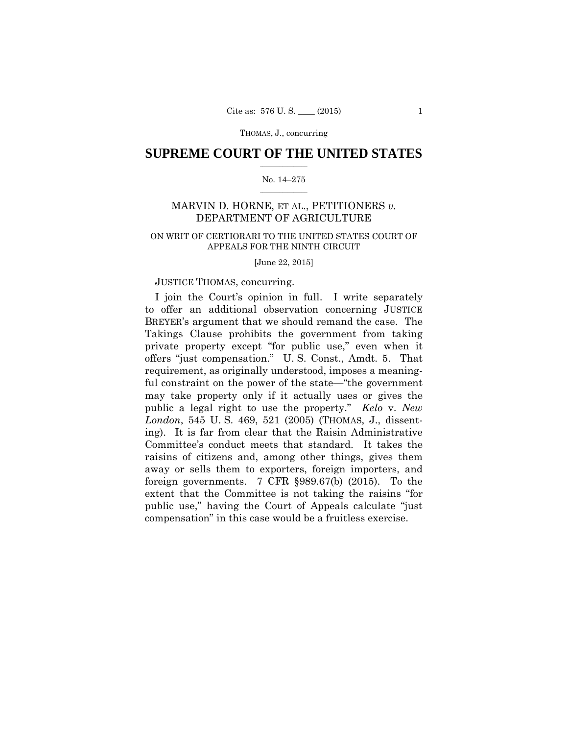# SUPREME COURT OF THE UNITED STATES

No. 14–275

MARVIN D. HORNE, ET AL., PETITIONERS *v.* DEPARTMENT OF AGRICULTURE

ON WRIT OF CERTIORARI TO THE UNITED STATES COURT OF APPEALS FOR THE NINTH CIRCUIT

[June 22, 2015]

JUSTICE THOMAS, concurring.

I join the Court's opinion in full. I write separately to offer an additional observation concerning JUSTICE BREYER's argument that we should remand the case. The Takings Clause prohibits the government from taking private property except "for public use," even when it offers "just compensation." U. S. Const., Amdt. 5. That requirement, as originally understood, imposes a meaningful constraint on the power of the state—"the government may take property only if it actually uses or gives the public a legal right to use the property." *Kelo* v. *New London*, 545 U. S. 469, 521 (2005) (THOMAS, J., dissenting). It is far from clear that the Raisin Administrative Committee's conduct meets that standard. It takes the raisins of citizens and, among other things, gives them away or sells them to exporters, foreign importers, and foreign governments. 7 CFR §989.67(b) (2015). To the extent that the Committee is not taking the raisins "for public use," having the Court of Appeals calculate "just compensation" in this case would be a fruitless exercise.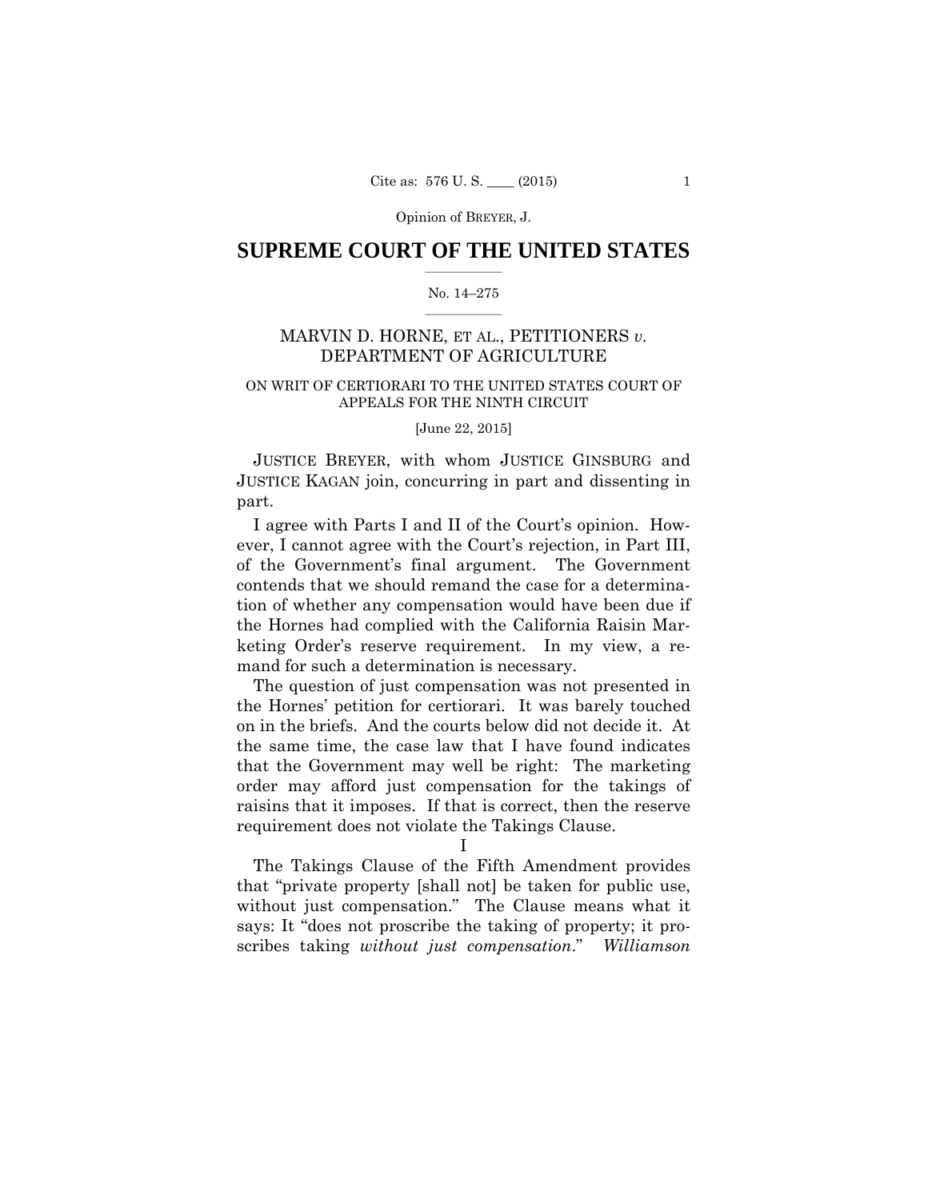Opinion of BREYER, J.

# SUPREME COURT OF THE UNITED STATES

No. 14–275

MARVIN D. HORNE, ET AL., PETITIONERS *v.* DEPARTMENT OF AGRICULTURE

ON WRIT OF CERTIORARI TO THE UNITED STATES COURT OF APPEALS FOR THE NINTH CIRCUIT

[June 22, 2015]

JUSTICE BREYER, with whom JUSTICE GINSBURG and JUSTICE KAGAN join, concurring in part and dissenting in part.

I agree with Parts I and II of the Court's opinion. However, I cannot agree with the Court's rejection, in Part III, of the Government's final argument. The Government contends that we should remand the case for a determination of whether any compensation would have been due if the Hornes had complied with the California Raisin Marketing Order's reserve requirement. In my view, a remand for such a determination is necessary.

The question of just compensation was not presented in the Hornes' petition for certiorari. It was barely touched on in the briefs. And the courts below did not decide it. At the same time, the case law that I have found indicates that the Government may well be right: The marketing order may afford just compensation for the takings of raisins that it imposes. If that is correct, then the reserve requirement does not violate the Takings Clause.

## I

The Takings Clause of the Fifth Amendment provides that "private property [shall not] be taken for public use, without just compensation." The Clause means what it says: It "does not proscribe the taking of property; it proscribes taking *without just compensation*." *Williamson*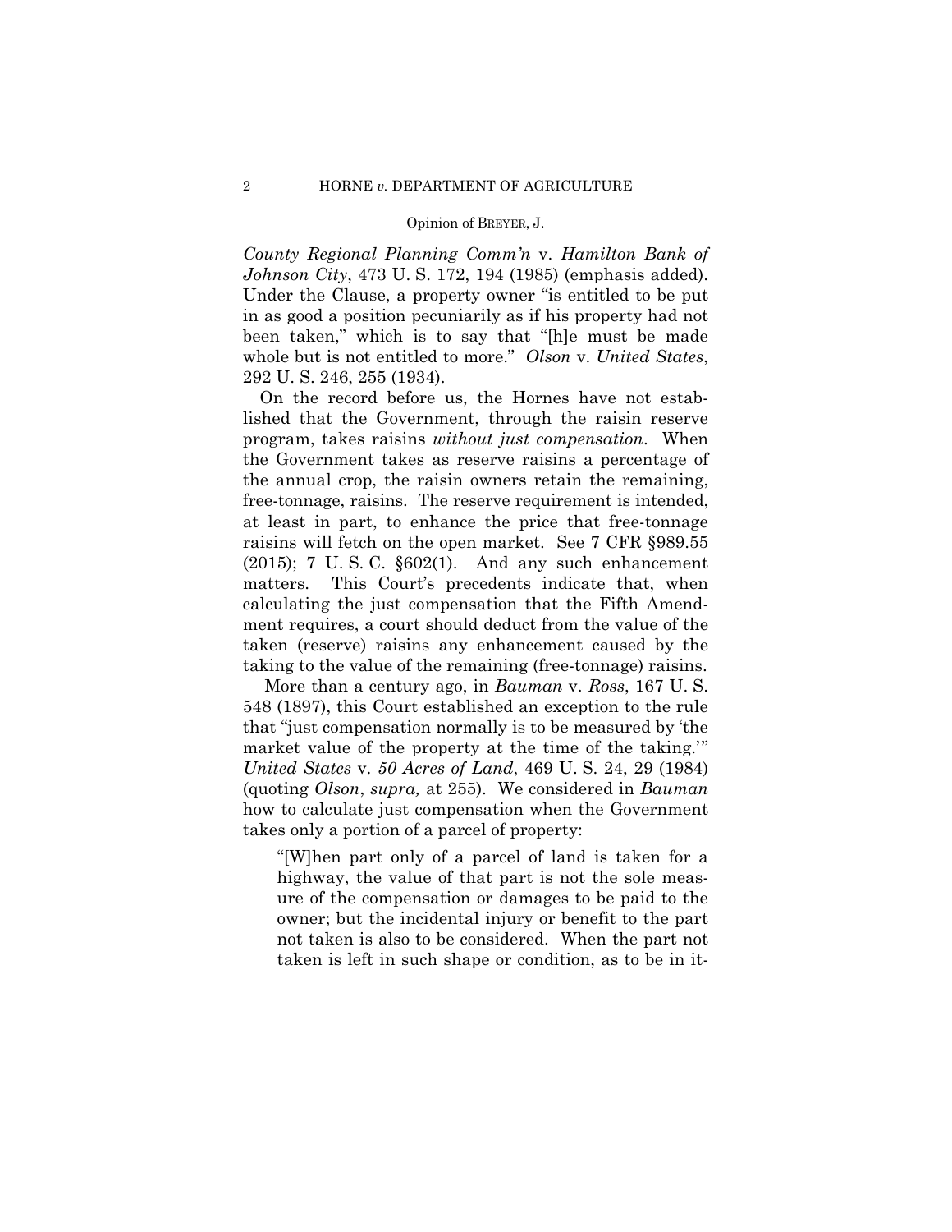*County Regional Planning Comm'n* v. *Hamilton Bank of Johnson City*, 473 U. S. 172, 194 (1985) (emphasis added). Under the Clause, a property owner "is entitled to be put in as good a position pecuniarily as if his property had not been taken," which is to say that "[h]e must be made whole but is not entitled to more." *Olson* v. *United States*, 292 U. S. 246, 255 (1934).

On the record before us, the Hornes have not established that the Government, through the raisin reserve program, takes raisins *without just compensation*. When the Government takes as reserve raisins a percentage of the annual crop, the raisin owners retain the remaining, free-tonnage, raisins. The reserve requirement is intended, at least in part, to enhance the price that free-tonnage raisins will fetch on the open market. See 7 CFR §989.55 (2015); 7 U. S. C. §602(1). And any such enhancement matters. This Court's precedents indicate that, when calculating the just compensation that the Fifth Amendment requires, a court should deduct from the value of the taken (reserve) raisins any enhancement caused by the taking to the value of the remaining (free-tonnage) raisins.

More than a century ago, in *Bauman* v. *Ross*, 167 U. S. 548 (1897), this Court established an exception to the rule that "just compensation normally is to be measured by 'the market value of the property at the time of the taking.'" *United States* v. *50 Acres of Land*, 469 U. S. 24, 29 (1984) (quoting *Olson*, *supra,* at 255). We considered in *Bauman* how to calculate just compensation when the Government takes only a portion of a parcel of property:

> "[W]hen part only of a parcel of land is taken for a highway, the value of that part is not the sole measure of the compensation or damages to be paid to the owner; but the incidental injury or benefit to the part not taken is also to be considered. When the part not taken is left in such shape or condition, as to be in it-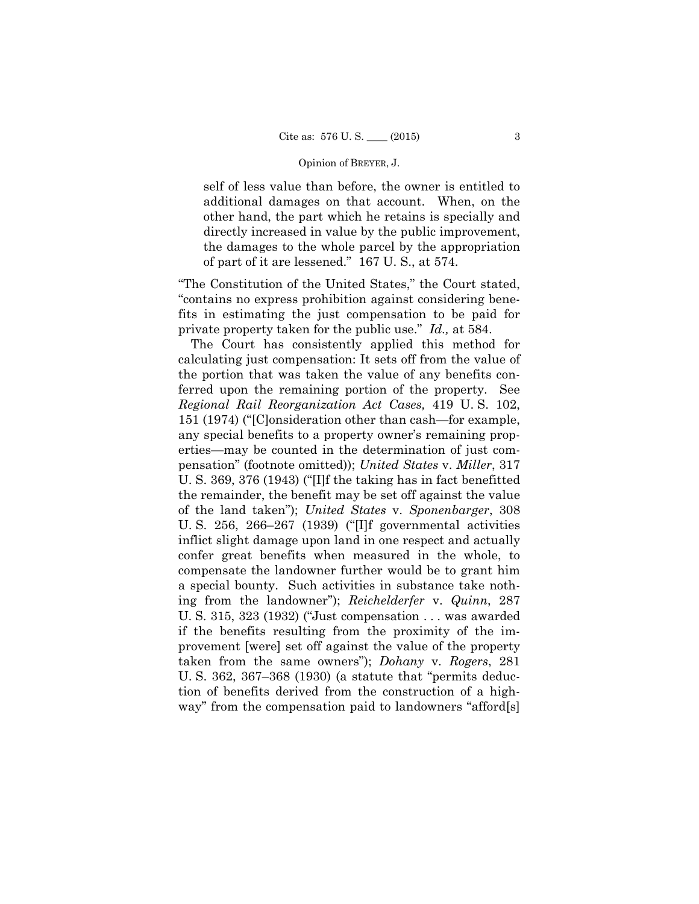> self of less value than before, the owner is entitled to additional damages on that account. When, on the other hand, the part which he retains is specially and directly increased in value by the public improvement, the damages to the whole parcel by the appropriation of part of it are lessened." 167 U. S., at 574.

"The Constitution of the United States," the Court stated, "contains no express prohibition against considering benefits in estimating the just compensation to be paid for private property taken for the public use." *Id.,* at 584.

The Court has consistently applied this method for calculating just compensation: It sets off from the value of the portion that was taken the value of any benefits conferred upon the remaining portion of the property. See *Regional Rail Reorganization Act Cases,* 419 U. S. 102, 151 (1974) ("[C]onsideration other than cash—for example, any special benefits to a property owner's remaining properties—may be counted in the determination of just compensation" (footnote omitted)); *United States* v. *Miller*, 317 U. S. 369, 376 (1943) ("[I]f the taking has in fact benefitted the remainder, the benefit may be set off against the value of the land taken"); *United States* v. *Sponenbarger*, 308 U. S. 256, 266–267 (1939) ("[I]f governmental activities inflict slight damage upon land in one respect and actually confer great benefits when measured in the whole, to compensate the landowner further would be to grant him a special bounty. Such activities in substance take nothing from the landowner"); *Reichelderfer* v. *Quinn*, 287 U. S. 315, 323 (1932) ("Just compensation . . . was awarded if the benefits resulting from the proximity of the improvement [were] set off against the value of the property taken from the same owners"); *Dohany* v. *Rogers*, 281 U. S. 362, 367–368 (1930) (a statute that "permits deduction of benefits derived from the construction of a highway" from the compensation paid to landowners "afford[s]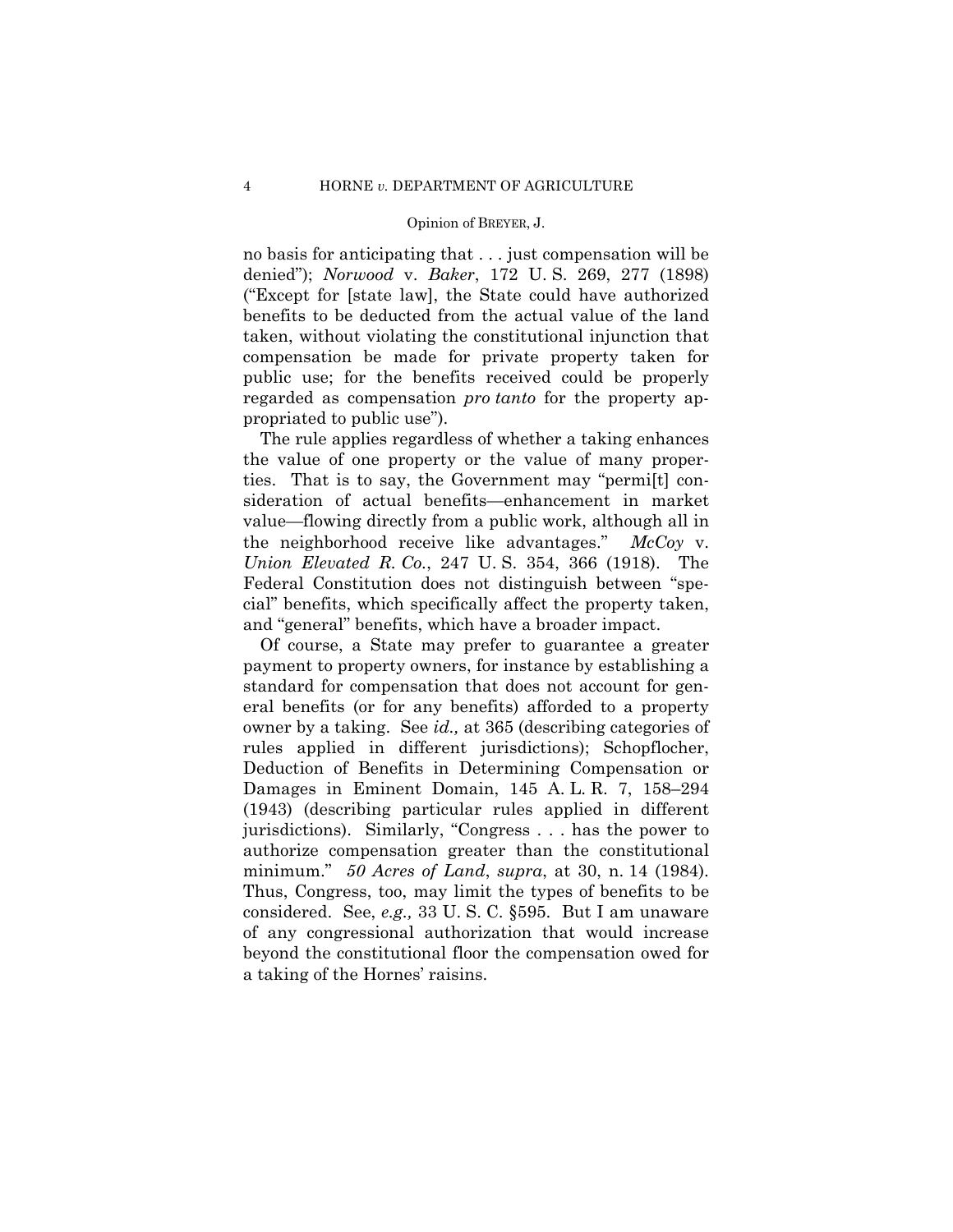no basis for anticipating that . . . just compensation will be denied"); *Norwood* v. *Baker*, 172 U. S. 269, 277 (1898) ("Except for [state law], the State could have authorized benefits to be deducted from the actual value of the land taken, without violating the constitutional injunction that compensation be made for private property taken for public use; for the benefits received could be properly regarded as compensation *pro tanto* for the property appropriated to public use").

The rule applies regardless of whether a taking enhances the value of one property or the value of many properties. That is to say, the Government may "permi[t] consideration of actual benefits—enhancement in market value—flowing directly from a public work, although all in the neighborhood receive like advantages." *McCoy* v. *Union Elevated R. Co.*, 247 U. S. 354, 366 (1918). The Federal Constitution does not distinguish between "special" benefits, which specifically affect the property taken, and "general" benefits, which have a broader impact.

Of course, a State may prefer to guarantee a greater payment to property owners, for instance by establishing a standard for compensation that does not account for general benefits (or for any benefits) afforded to a property owner by a taking. See *id.,* at 365 (describing categories of rules applied in different jurisdictions); Schopflocher, Deduction of Benefits in Determining Compensation or Damages in Eminent Domain, 145 A. L. R. 7, 158–294 (1943) (describing particular rules applied in different jurisdictions). Similarly, "Congress . . . has the power to authorize compensation greater than the constitutional minimum." *50 Acres of Land*, *supra*, at 30, n. 14 (1984). Thus, Congress, too, may limit the types of benefits to be considered. See, *e.g.,* 33 U. S. C. §595. But I am unaware of any congressional authorization that would increase beyond the constitutional floor the compensation owed for a taking of the Hornes' raisins.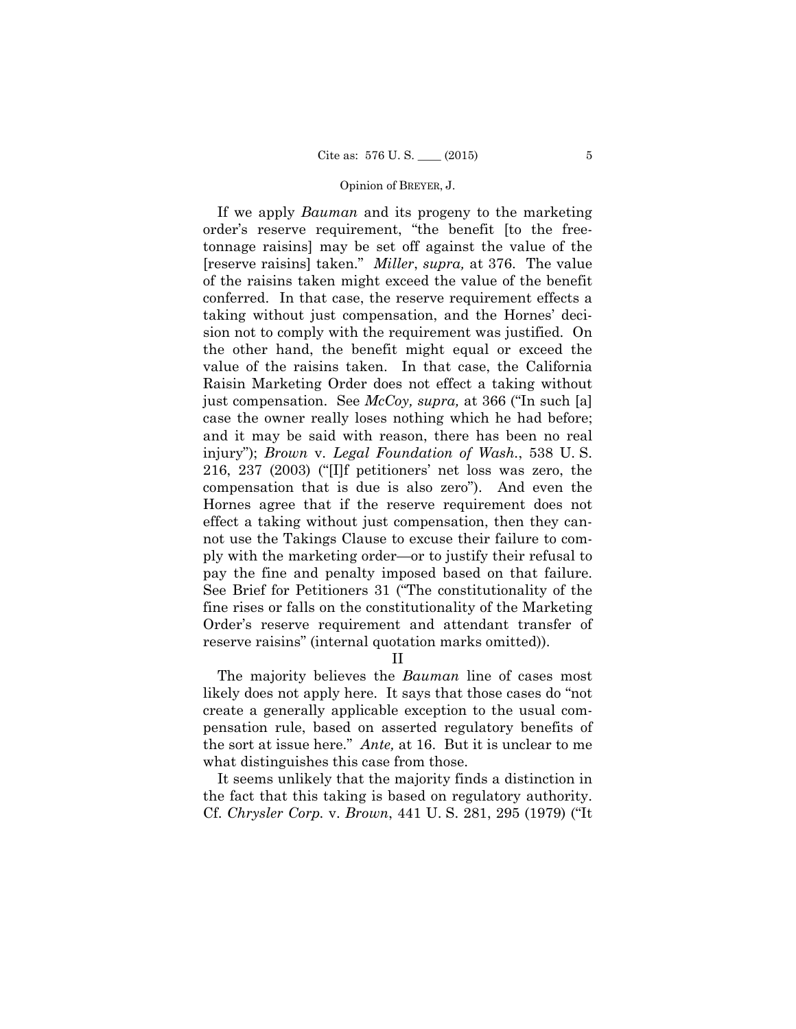If we apply *Bauman* and its progeny to the marketing order's reserve requirement, "the benefit [to the free-tonnage raisins] may be set off against the value of the [reserve raisins] taken." *Miller*, *supra,* at 376. The value of the raisins taken might exceed the value of the benefit conferred. In that case, the reserve requirement effects a taking without just compensation, and the Hornes' decision not to comply with the requirement was justified. On the other hand, the benefit might equal or exceed the value of the raisins taken. In that case, the California Raisin Marketing Order does not effect a taking without just compensation. See *McCoy, supra,* at 366 ("In such [a] case the owner really loses nothing which he had before; and it may be said with reason, there has been no real injury"); *Brown* v. *Legal Foundation of Wash.*, 538 U. S. 216, 237 (2003) ("[I]f petitioners' net loss was zero, the compensation that is due is also zero"). And even the Hornes agree that if the reserve requirement does not effect a taking without just compensation, then they cannot use the Takings Clause to excuse their failure to comply with the marketing order—or to justify their refusal to pay the fine and penalty imposed based on that failure. See Brief for Petitioners 31 ("The constitutionality of the fine rises or falls on the constitutionality of the Marketing Order's reserve requirement and attendant transfer of reserve raisins" (internal quotation marks omitted)).

## II

The majority believes the *Bauman* line of cases most likely does not apply here. It says that those cases do "not create a generally applicable exception to the usual compensation rule, based on asserted regulatory benefits of the sort at issue here." *Ante,* at 16. But it is unclear to me what distinguishes this case from those.

It seems unlikely that the majority finds a distinction in the fact that this taking is based on regulatory authority. Cf. *Chrysler Corp.* v. *Brown*, 441 U. S. 281, 295 (1979) ("It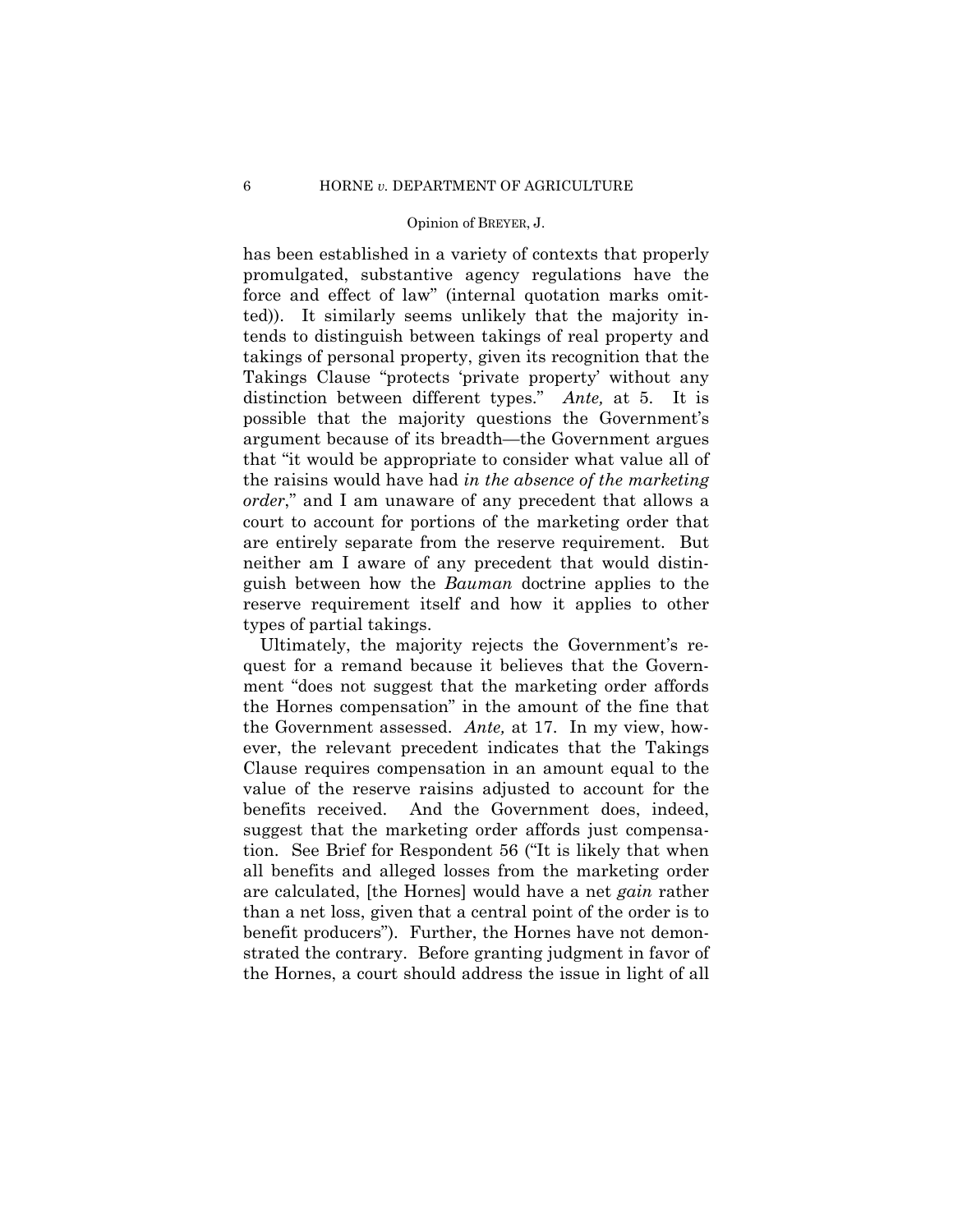has been established in a variety of contexts that properly promulgated, substantive agency regulations have the force and effect of law" (internal quotation marks omitted)). It similarly seems unlikely that the majority intends to distinguish between takings of real property and takings of personal property, given its recognition that the Takings Clause "protects 'private property' without any distinction between different types." *Ante,* at 5. It is possible that the majority questions the Government's argument because of its breadth—the Government argues that "it would be appropriate to consider what value all of the raisins would have had *in the absence of the marketing order*," and I am unaware of any precedent that allows a court to account for portions of the marketing order that are entirely separate from the reserve requirement. But neither am I aware of any precedent that would distinguish between how the *Bauman* doctrine applies to the reserve requirement itself and how it applies to other types of partial takings.

Ultimately, the majority rejects the Government's request for a remand because it believes that the Government "does not suggest that the marketing order affords the Hornes compensation" in the amount of the fine that the Government assessed. *Ante,* at 17. In my view, however, the relevant precedent indicates that the Takings Clause requires compensation in an amount equal to the value of the reserve raisins adjusted to account for the benefits received. And the Government does, indeed, suggest that the marketing order affords just compensation. See Brief for Respondent 56 ("It is likely that when all benefits and alleged losses from the marketing order are calculated, [the Hornes] would have a net *gain* rather than a net loss, given that a central point of the order is to benefit producers"). Further, the Hornes have not demonstrated the contrary. Before granting judgment in favor of the Hornes, a court should address the issue in light of all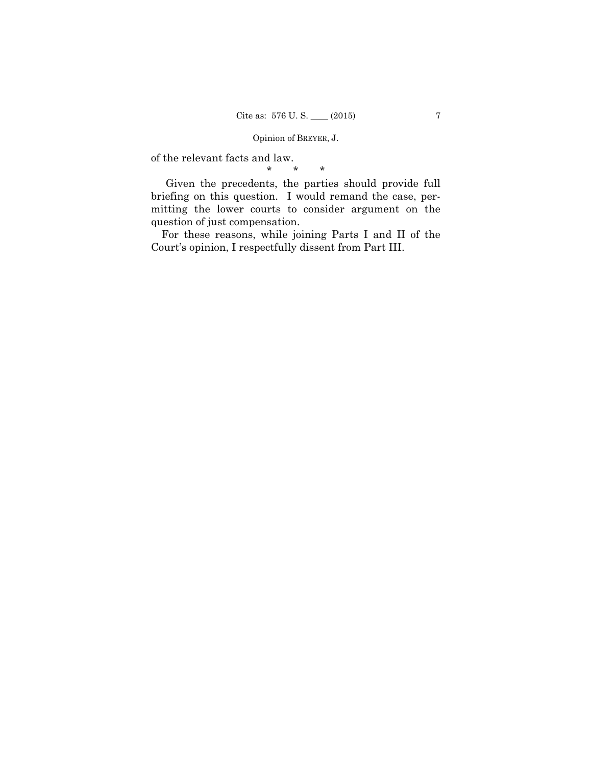of the relevant facts and law.

\* \* \*

Given the precedents, the parties should provide full briefing on this question. I would remand the case, permitting the lower courts to consider argument on the question of just compensation.

For these reasons, while joining Parts I and II of the Court's opinion, I respectfully dissent from Part III.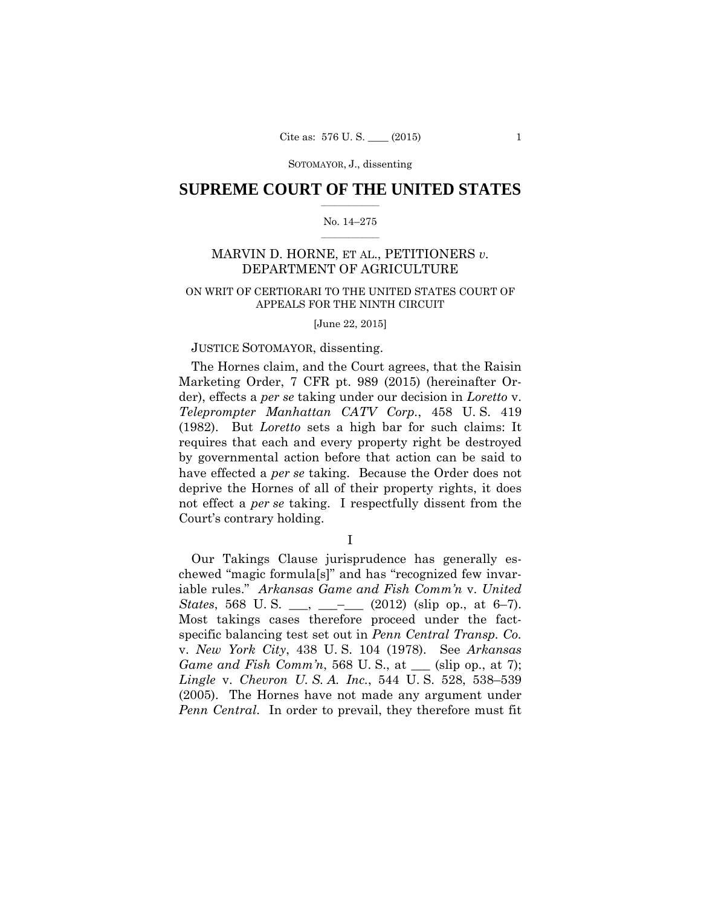SOTOMAYOR, J., dissenting

# SUPREME COURT OF THE UNITED STATES

No. 14–275

## MARVIN D. HORNE, ET AL., PETITIONERS *v.* DEPARTMENT OF AGRICULTURE

ON WRIT OF CERTIORARI TO THE UNITED STATES COURT OF APPEALS FOR THE NINTH CIRCUIT

[June 22, 2015]

JUSTICE SOTOMAYOR, dissenting.

The Hornes claim, and the Court agrees, that the Raisin Marketing Order, 7 CFR pt. 989 (2015) (hereinafter Order), effects a *per se* taking under our decision in *Loretto* v. *Teleprompter Manhattan CATV Corp.*, 458 U. S. 419 (1982). But *Loretto* sets a high bar for such claims: It requires that each and every property right be destroyed by governmental action before that action can be said to have effected a *per se* taking. Because the Order does not deprive the Hornes of all of their property rights, it does not effect a *per se* taking. I respectfully dissent from the Court's contrary holding.

I

Our Takings Clause jurisprudence has generally eschewed "magic formula[s]" and has "recognized few invariable rules." *Arkansas Game and Fish Comm'n* v. *United States*, 568 U. S. ___, ___–___ (2012) (slip op., at 6–7). Most takings cases therefore proceed under the fact-specific balancing test set out in *Penn Central Transp. Co.* v. *New York City*, 438 U. S. 104 (1978). See *Arkansas Game and Fish Comm'n*, 568 U. S., at ___ (slip op., at 7); *Lingle* v. *Chevron U. S. A. Inc.*, 544 U. S. 528, 538–539 (2005). The Hornes have not made any argument under *Penn Central*. In order to prevail, they therefore must fit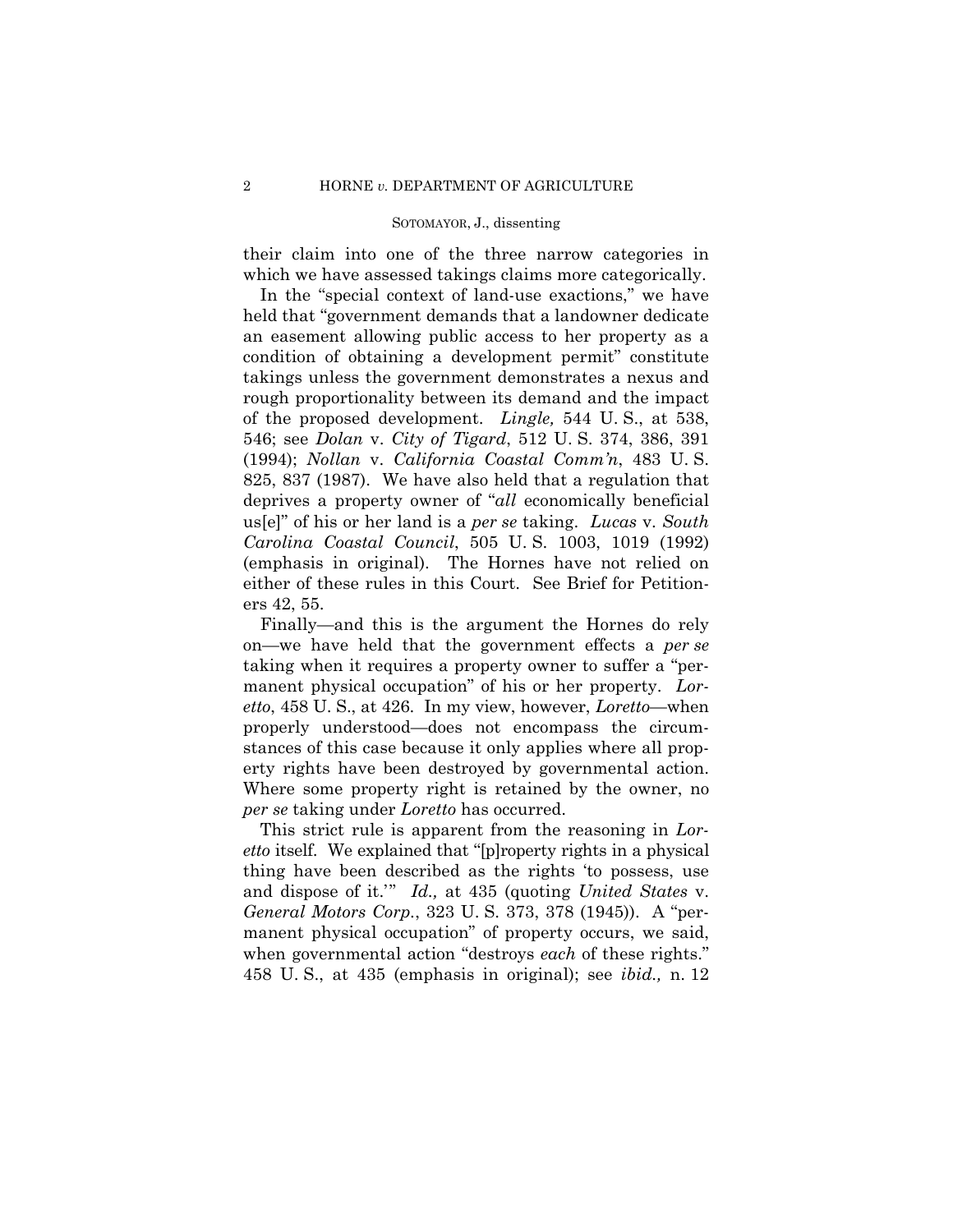their claim into one of the three narrow categories in which we have assessed takings claims more categorically.

In the "special context of land-use exactions," we have held that "government demands that a landowner dedicate an easement allowing public access to her property as a condition of obtaining a development permit" constitute takings unless the government demonstrates a nexus and rough proportionality between its demand and the impact of the proposed development. *Lingle,* 544 U. S., at 538, 546; see *Dolan* v. *City of Tigard*, 512 U. S. 374, 386, 391 (1994); *Nollan* v. *California Coastal Comm'n*, 483 U. S. 825, 837 (1987). We have also held that a regulation that deprives a property owner of "*all* economically beneficial us[e]" of his or her land is a *per se* taking. *Lucas* v. *South Carolina Coastal Council*, 505 U. S. 1003, 1019 (1992) (emphasis in original). The Hornes have not relied on either of these rules in this Court. See Brief for Petitioners 42, 55.

Finally—and this is the argument the Hornes do rely on—we have held that the government effects a *per se* taking when it requires a property owner to suffer a "permanent physical occupation" of his or her property. *Loretto*, 458 U. S., at 426. In my view, however, *Loretto*—when properly understood—does not encompass the circumstances of this case because it only applies where all property rights have been destroyed by governmental action. Where some property right is retained by the owner, no *per se* taking under *Loretto* has occurred.

This strict rule is apparent from the reasoning in *Loretto* itself. We explained that "[p]roperty rights in a physical thing have been described as the rights 'to possess, use and dispose of it.'" *Id.,* at 435 (quoting *United States* v. *General Motors Corp.*, 323 U. S. 373, 378 (1945)). A "permanent physical occupation" of property occurs, we said, when governmental action "destroys *each* of these rights." 458 U. S., at 435 (emphasis in original); see *ibid.,* n. 12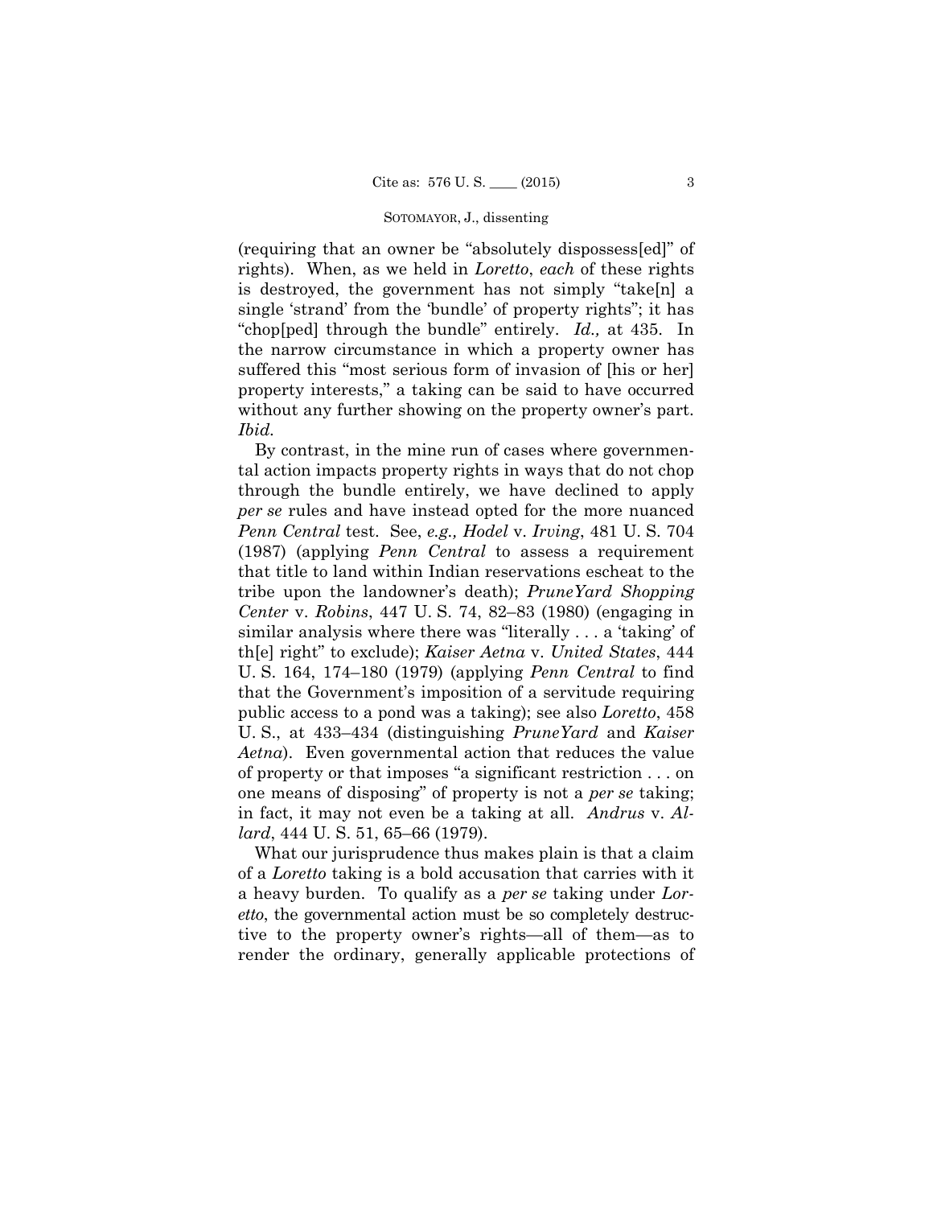(requiring that an owner be "absolutely dispossess[ed]" of rights). When, as we held in *Loretto*, *each* of these rights is destroyed, the government has not simply "take[n] a single 'strand' from the 'bundle' of property rights"; it has "chop[ped] through the bundle" entirely. *Id.,* at 435. In the narrow circumstance in which a property owner has suffered this "most serious form of invasion of [his or her] property interests," a taking can be said to have occurred without any further showing on the property owner's part. *Ibid.*

By contrast, in the mine run of cases where governmental action impacts property rights in ways that do not chop through the bundle entirely, we have declined to apply *per se* rules and have instead opted for the more nuanced *Penn Central* test. See, *e.g., Hodel* v. *Irving*, 481 U. S. 704 (1987) (applying *Penn Central* to assess a requirement that title to land within Indian reservations escheat to the tribe upon the landowner's death); *PruneYard Shopping Center* v. *Robins*, 447 U. S. 74, 82–83 (1980) (engaging in similar analysis where there was "literally . . . a 'taking' of th[e] right" to exclude); *Kaiser Aetna* v. *United States*, 444 U. S. 164, 174–180 (1979) (applying *Penn Central* to find that the Government's imposition of a servitude requiring public access to a pond was a taking); see also *Loretto*, 458 U. S., at 433–434 (distinguishing *PruneYard* and *Kaiser Aetna*). Even governmental action that reduces the value of property or that imposes "a significant restriction . . . on one means of disposing" of property is not a *per se* taking; in fact, it may not even be a taking at all. *Andrus* v. *Allard*, 444 U. S. 51, 65–66 (1979).

What our jurisprudence thus makes plain is that a claim of a *Loretto* taking is a bold accusation that carries with it a heavy burden. To qualify as a *per se* taking under *Loretto*, the governmental action must be so completely destructive to the property owner's rights—all of them—as to render the ordinary, generally applicable protections of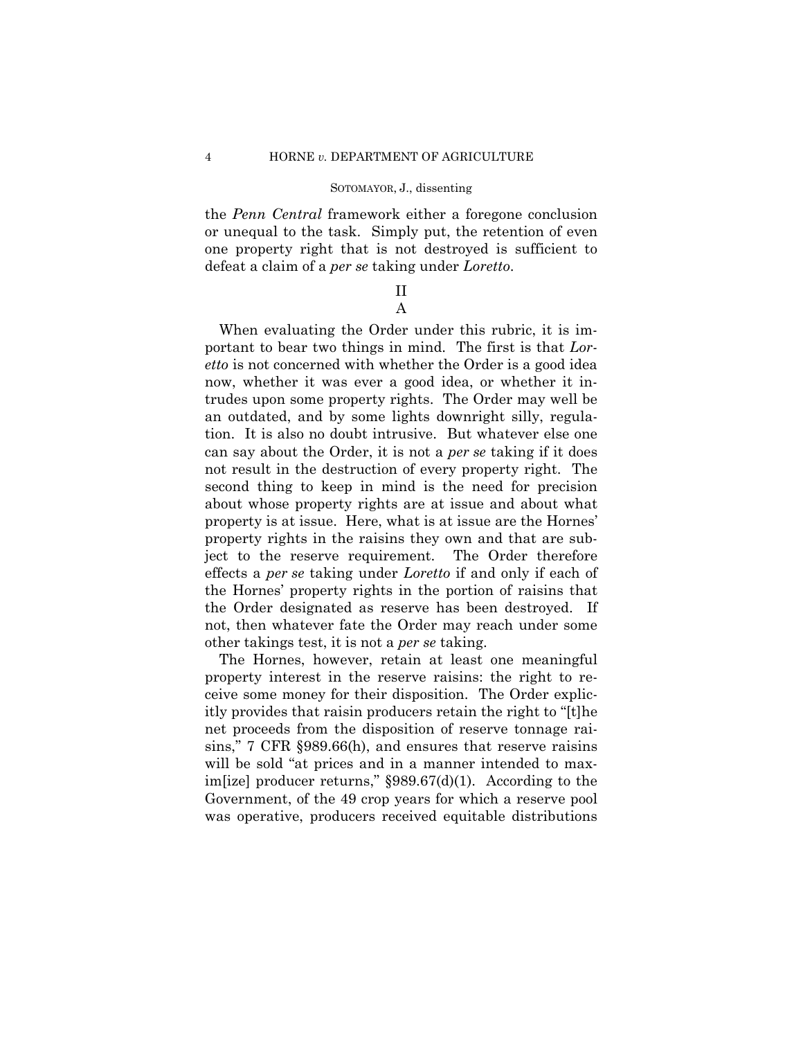the *Penn Central* framework either a foregone conclusion or unequal to the task. Simply put, the retention of even one property right that is not destroyed is sufficient to defeat a claim of a *per se* taking under *Loretto*.

## II

### A

When evaluating the Order under this rubric, it is important to bear two things in mind. The first is that *Loretto* is not concerned with whether the Order is a good idea now, whether it was ever a good idea, or whether it intrudes upon some property rights. The Order may well be an outdated, and by some lights downright silly, regulation. It is also no doubt intrusive. But whatever else one can say about the Order, it is not a *per se* taking if it does not result in the destruction of every property right. The second thing to keep in mind is the need for precision about whose property rights are at issue and about what property is at issue. Here, what is at issue are the Hornes' property rights in the raisins they own and that are subject to the reserve requirement. The Order therefore effects a *per se* taking under *Loretto* if and only if each of the Hornes' property rights in the portion of raisins that the Order designated as reserve has been destroyed. If not, then whatever fate the Order may reach under some other takings test, it is not a *per se* taking.

The Hornes, however, retain at least one meaningful property interest in the reserve raisins: the right to receive some money for their disposition. The Order explicitly provides that raisin producers retain the right to "[t]he net proceeds from the disposition of reserve tonnage raisins," 7 CFR §989.66(h), and ensures that reserve raisins will be sold "at prices and in a manner intended to maxim[ize] producer returns," §989.67(d)(1). According to the Government, of the 49 crop years for which a reserve pool was operative, producers received equitable distributions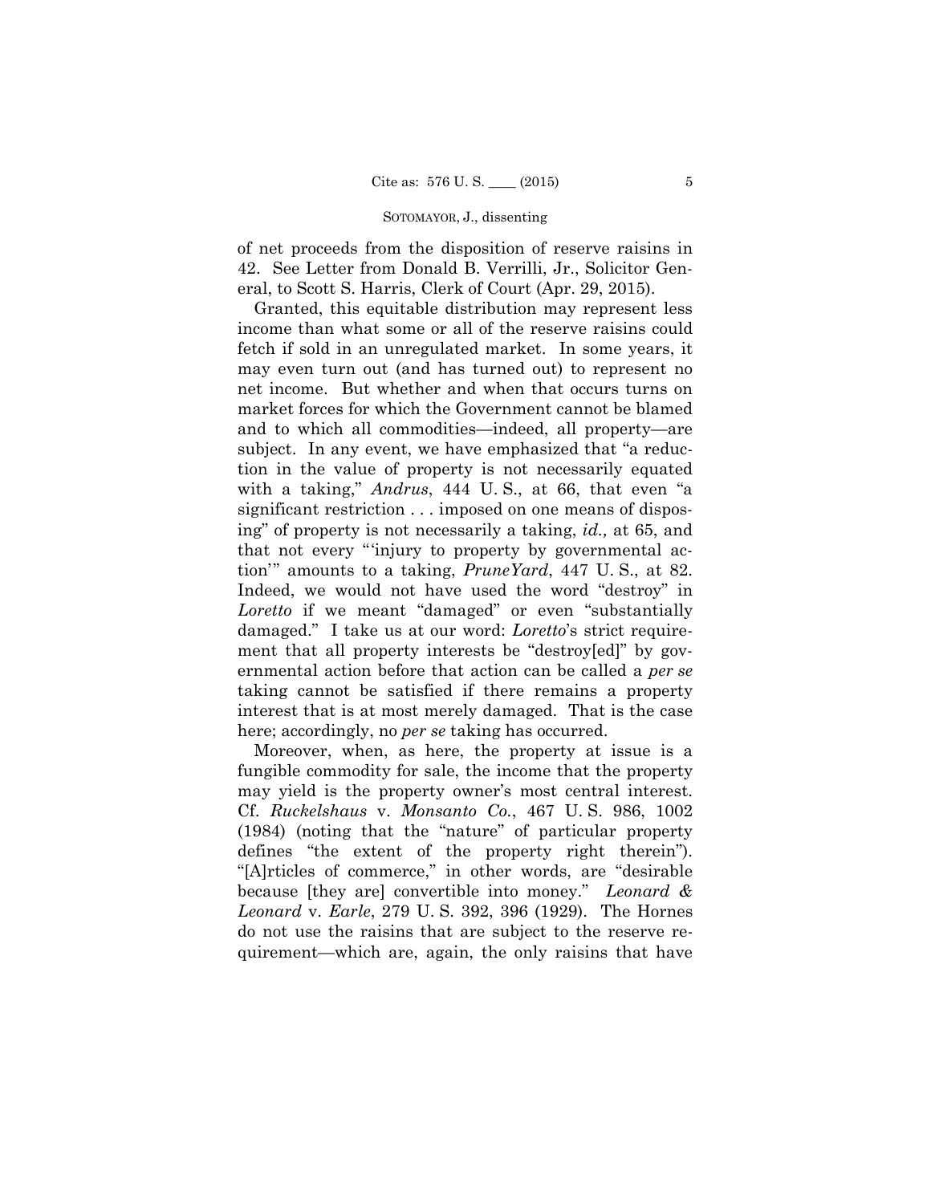of net proceeds from the disposition of reserve raisins in 42. See Letter from Donald B. Verrilli, Jr., Solicitor General, to Scott S. Harris, Clerk of Court (Apr. 29, 2015).

Granted, this equitable distribution may represent less income than what some or all of the reserve raisins could fetch if sold in an unregulated market. In some years, it may even turn out (and has turned out) to represent no net income. But whether and when that occurs turns on market forces for which the Government cannot be blamed and to which all commodities—indeed, all property—are subject. In any event, we have emphasized that "a reduction in the value of property is not necessarily equated with a taking," *Andrus*, 444 U. S., at 66, that even "a significant restriction . . . imposed on one means of disposing" of property is not necessarily a taking, *id.,* at 65, and that not every "'injury to property by governmental action'" amounts to a taking, *PruneYard*, 447 U. S., at 82. Indeed, we would not have used the word "destroy" in *Loretto* if we meant "damaged" or even "substantially damaged." I take us at our word: *Loretto*'s strict requirement that all property interests be "destroy[ed]" by governmental action before that action can be called a *per se* taking cannot be satisfied if there remains a property interest that is at most merely damaged. That is the case here; accordingly, no *per se* taking has occurred.

Moreover, when, as here, the property at issue is a fungible commodity for sale, the income that the property may yield is the property owner's most central interest. Cf. *Ruckelshaus* v. *Monsanto Co.*, 467 U. S. 986, 1002 (1984) (noting that the "nature" of particular property defines "the extent of the property right therein"). "[A]rticles of commerce," in other words, are "desirable because [they are] convertible into money." *Leonard & Leonard* v. *Earle*, 279 U. S. 392, 396 (1929). The Hornes do not use the raisins that are subject to the reserve requirement—which are, again, the only raisins that have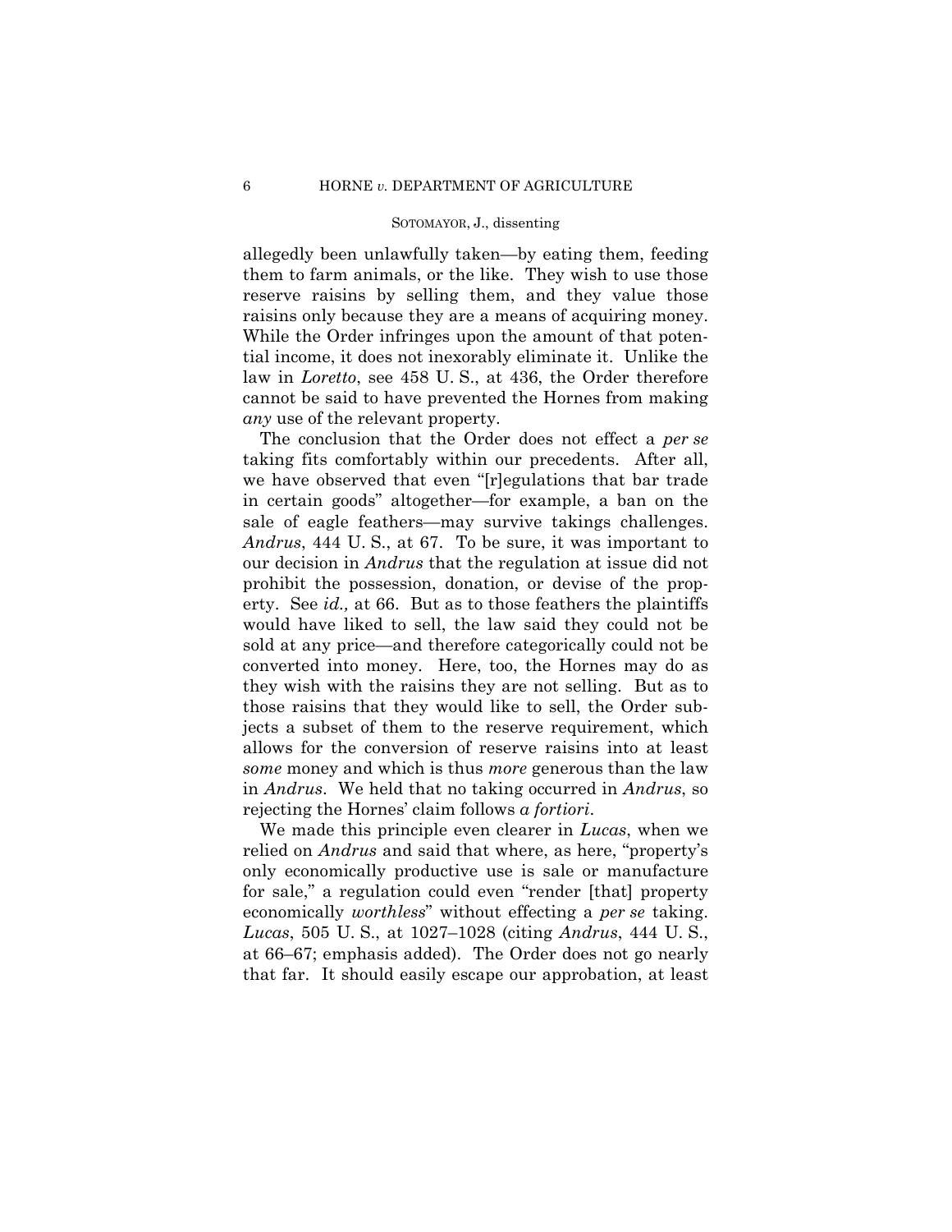allegedly been unlawfully taken—by eating them, feeding them to farm animals, or the like. They wish to use those reserve raisins by selling them, and they value those raisins only because they are a means of acquiring money. While the Order infringes upon the amount of that potential income, it does not inexorably eliminate it. Unlike the law in *Loretto*, see 458 U. S., at 436, the Order therefore cannot be said to have prevented the Hornes from making *any* use of the relevant property.

The conclusion that the Order does not effect a *per se* taking fits comfortably within our precedents. After all, we have observed that even "[r]egulations that bar trade in certain goods" altogether—for example, a ban on the sale of eagle feathers—may survive takings challenges. *Andrus*, 444 U. S., at 67. To be sure, it was important to our decision in *Andrus* that the regulation at issue did not prohibit the possession, donation, or devise of the property. See *id.,* at 66. But as to those feathers the plaintiffs would have liked to sell, the law said they could not be sold at any price—and therefore categorically could not be converted into money. Here, too, the Hornes may do as they wish with the raisins they are not selling. But as to those raisins that they would like to sell, the Order subjects a subset of them to the reserve requirement, which allows for the conversion of reserve raisins into at least *some* money and which is thus *more* generous than the law in *Andrus*. We held that no taking occurred in *Andrus*, so rejecting the Hornes' claim follows *a fortiori*.

We made this principle even clearer in *Lucas*, when we relied on *Andrus* and said that where, as here, "property's only economically productive use is sale or manufacture for sale," a regulation could even "render [that] property economically *worthless*" without effecting a *per se* taking. *Lucas*, 505 U. S., at 1027–1028 (citing *Andrus*, 444 U. S., at 66–67; emphasis added). The Order does not go nearly that far. It should easily escape our approbation, at least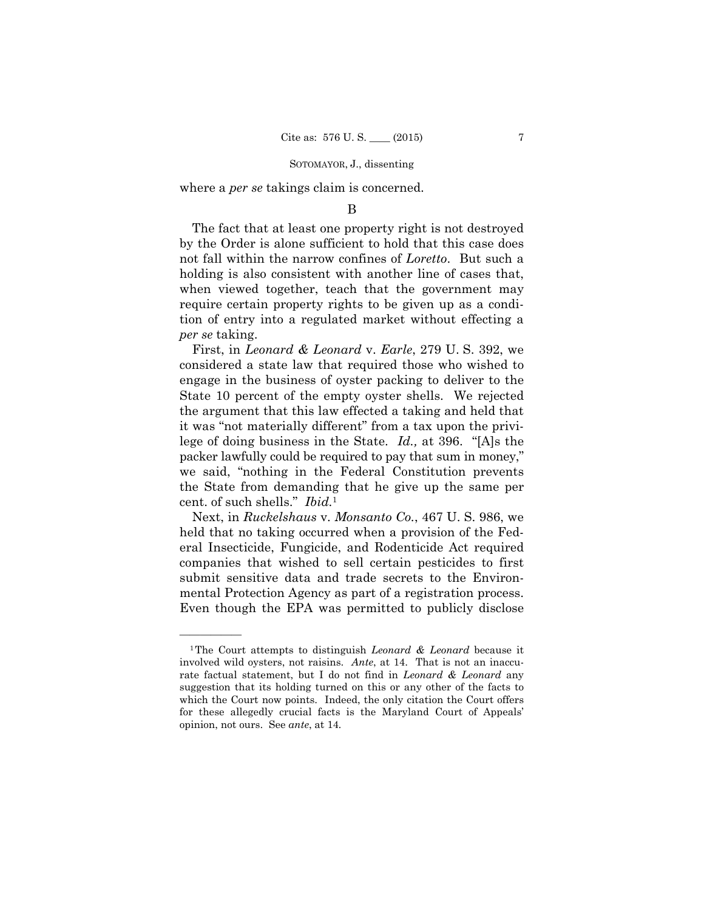where a *per se* takings claim is concerned.

B

The fact that at least one property right is not destroyed by the Order is alone sufficient to hold that this case does not fall within the narrow confines of *Loretto*. But such a holding is also consistent with another line of cases that, when viewed together, teach that the government may require certain property rights to be given up as a condition of entry into a regulated market without effecting a *per se* taking.

First, in *Leonard & Leonard* v. *Earle*, 279 U. S. 392, we considered a state law that required those who wished to engage in the business of oyster packing to deliver to the State 10 percent of the empty oyster shells. We rejected the argument that this law effected a taking and held that it was "not materially different" from a tax upon the privilege of doing business in the State. *Id.,* at 396. "[A]s the packer lawfully could be required to pay that sum in money," we said, "nothing in the Federal Constitution prevents the State from demanding that he give up the same per cent. of such shells." *Ibid.*[1]

Next, in *Ruckelshaus* v. *Monsanto Co.*, 467 U. S. 986, we held that no taking occurred when a provision of the Federal Insecticide, Fungicide, and Rodenticide Act required companies that wished to sell certain pesticides to first submit sensitive data and trade secrets to the Environmental Protection Agency as part of a registration process. Even though the EPA was permitted to publicly disclose

---

[1] The Court attempts to distinguish *Leonard & Leonard* because it involved wild oysters, not raisins. *Ante*, at 14. That is not an inaccurate factual statement, but I do not find in *Leonard & Leonard* any suggestion that its holding turned on this or any other of the facts to which the Court now points. Indeed, the only citation the Court offers for these allegedly crucial facts is the Maryland Court of Appeals' opinion, not ours. See *ante*, at 14.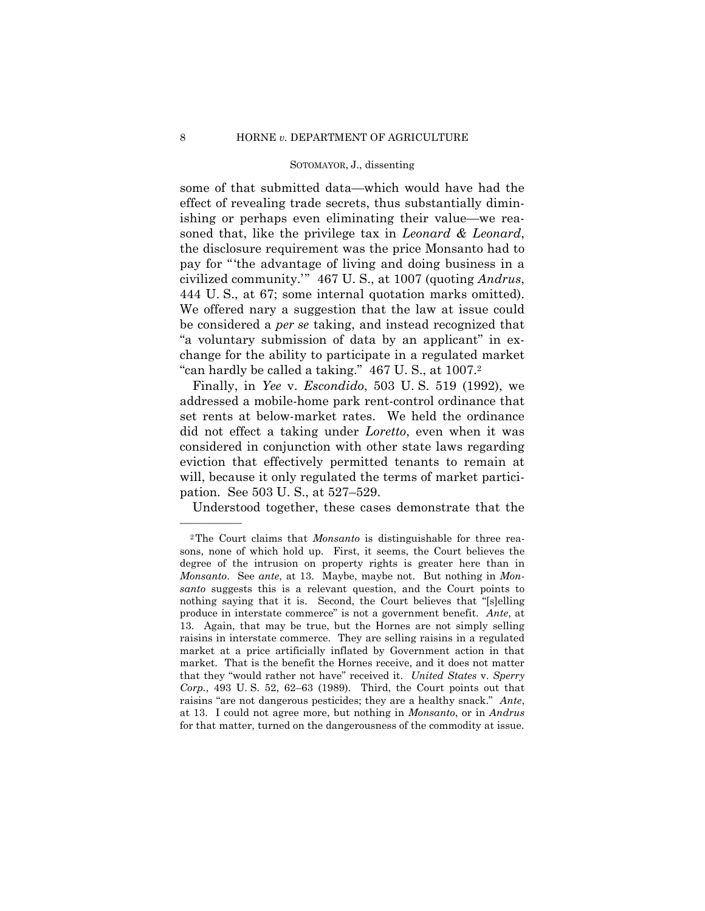some of that submitted data—which would have had the effect of revealing trade secrets, thus substantially diminishing or perhaps even eliminating their value—we reasoned that, like the privilege tax in *Leonard & Leonard*, the disclosure requirement was the price Monsanto had to pay for "'the advantage of living and doing business in a civilized community.'" 467 U. S., at 1007 (quoting *Andrus*, 444 U. S., at 67; some internal quotation marks omitted). We offered nary a suggestion that the law at issue could be considered a *per se* taking, and instead recognized that "a voluntary submission of data by an applicant" in exchange for the ability to participate in a regulated market "can hardly be called a taking." 467 U. S., at 1007.[2]

Finally, in *Yee* v. *Escondido*, 503 U. S. 519 (1992), we addressed a mobile-home park rent-control ordinance that set rents at below-market rates. We held the ordinance did not effect a taking under *Loretto*, even when it was considered in conjunction with other state laws regarding eviction that effectively permitted tenants to remain at will, because it only regulated the terms of market participation. See 503 U. S., at 527–529.

Understood together, these cases demonstrate that the

---

[2] The Court claims that *Monsanto* is distinguishable for three reasons, none of which hold up. First, it seems, the Court believes the degree of the intrusion on property rights is greater here than in *Monsanto*. See *ante*, at 13. Maybe, maybe not. But nothing in *Monsanto* suggests this is a relevant question, and the Court points to nothing saying that it is. Second, the Court believes that "[s]elling produce in interstate commerce" is not a government benefit. *Ante*, at 13. Again, that may be true, but the Hornes are not simply selling raisins in interstate commerce. They are selling raisins in a regulated market at a price artificially inflated by Government action in that market. That is the benefit the Hornes receive, and it does not matter that they "would rather not have" received it. *United States* v. *Sperry Corp.*, 493 U. S. 52, 62–63 (1989). Third, the Court points out that raisins "are not dangerous pesticides; they are a healthy snack." *Ante*, at 13. I could not agree more, but nothing in *Monsanto*, or in *Andrus* for that matter, turned on the dangerousness of the commodity at issue.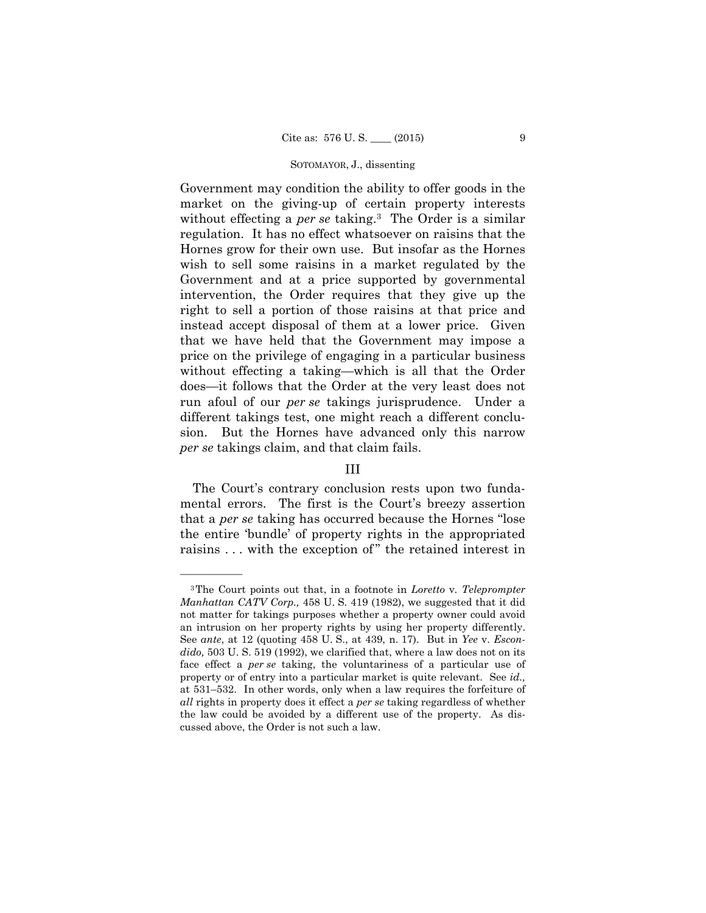Government may condition the ability to offer goods in the market on the giving-up of certain property interests without effecting a *per se* taking.[3] The Order is a similar regulation. It has no effect whatsoever on raisins that the Hornes grow for their own use. But insofar as the Hornes wish to sell some raisins in a market regulated by the Government and at a price supported by governmental intervention, the Order requires that they give up the right to sell a portion of those raisins at that price and instead accept disposal of them at a lower price. Given that we have held that the Government may impose a price on the privilege of engaging in a particular business without effecting a taking—which is all that the Order does—it follows that the Order at the very least does not run afoul of our *per se* takings jurisprudence. Under a different takings test, one might reach a different conclusion. But the Hornes have advanced only this narrow *per se* takings claim, and that claim fails.

## III

The Court's contrary conclusion rests upon two fundamental errors. The first is the Court's breezy assertion that a *per se* taking has occurred because the Hornes "lose the entire 'bundle' of property rights in the appropriated raisins . . . with the exception of" the retained interest in

---

[3] The Court points out that, in a footnote in *Loretto* v. *Teleprompter Manhattan CATV Corp.,* 458 U. S. 419 (1982), we suggested that it did not matter for takings purposes whether a property owner could avoid an intrusion on her property rights by using her property differently. See *ante*, at 12 (quoting 458 U. S., at 439, n. 17). But in *Yee* v. *Escondido,* 503 U. S. 519 (1992), we clarified that, where a law does not on its face effect a *per se* taking, the voluntariness of a particular use of property or of entry into a particular market is quite relevant. See *id.,* at 531–532. In other words, only when a law requires the forfeiture of *all* rights in property does it effect a *per se* taking regardless of whether the law could be avoided by a different use of the property. As discussed above, the Order is not such a law.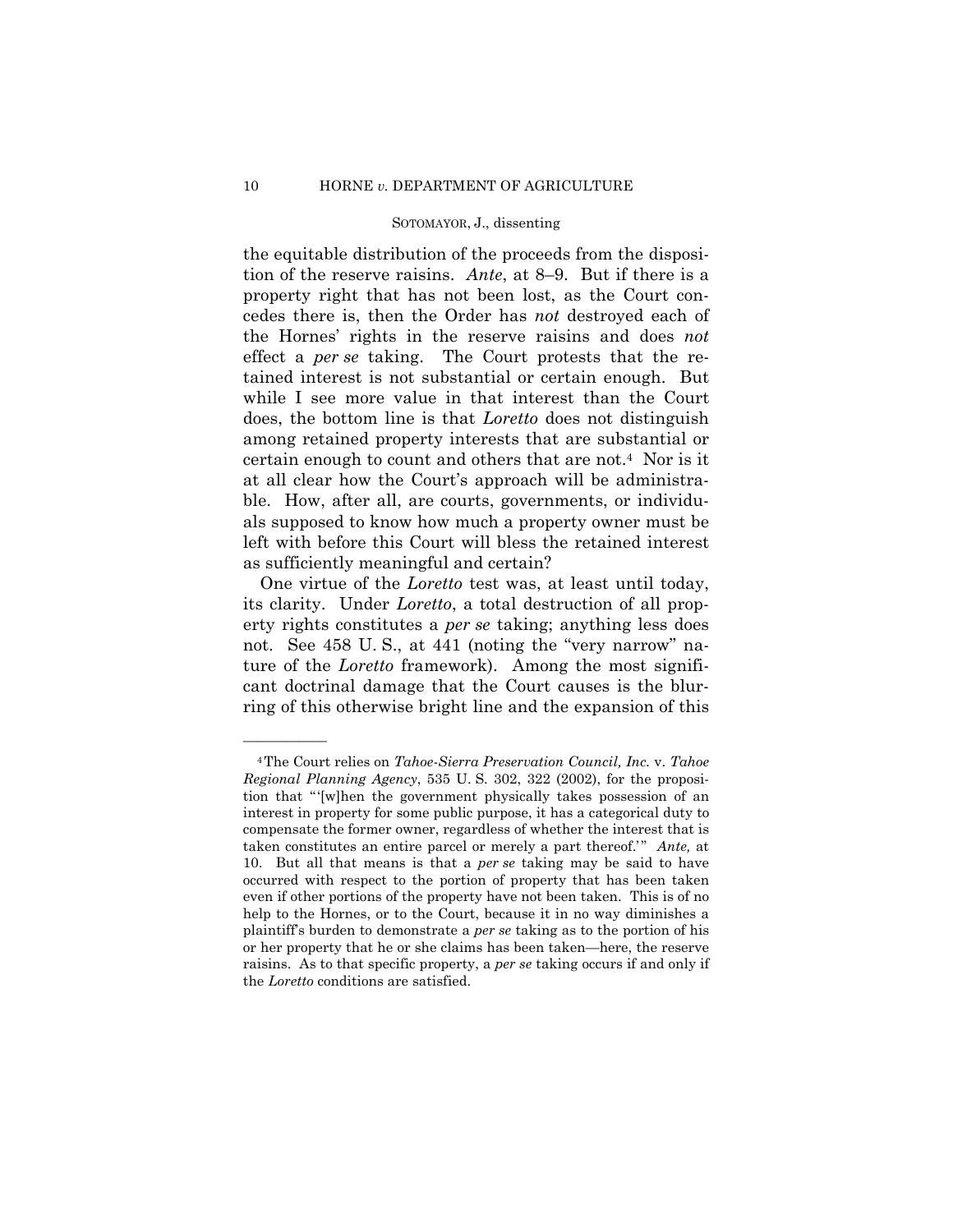the equitable distribution of the proceeds from the disposition of the reserve raisins. *Ante*, at 8–9. But if there is a property right that has not been lost, as the Court concedes there is, then the Order has *not* destroyed each of the Hornes' rights in the reserve raisins and does *not* effect a *per se* taking. The Court protests that the retained interest is not substantial or certain enough. But while I see more value in that interest than the Court does, the bottom line is that *Loretto* does not distinguish among retained property interests that are substantial or certain enough to count and others that are not.[4] Nor is it at all clear how the Court's approach will be administrable. How, after all, are courts, governments, or individuals supposed to know how much a property owner must be left with before this Court will bless the retained interest as sufficiently meaningful and certain?

One virtue of the *Loretto* test was, at least until today, its clarity. Under *Loretto*, a total destruction of all property rights constitutes a *per se* taking; anything less does not. See 458 U. S., at 441 (noting the "very narrow" nature of the *Loretto* framework). Among the most significant doctrinal damage that the Court causes is the blurring of this otherwise bright line and the expansion of this

---

[4] The Court relies on *Tahoe-Sierra Preservation Council, Inc.* v. *Tahoe Regional Planning Agency*, 535 U. S. 302, 322 (2002), for the proposition that "'[w]hen the government physically takes possession of an interest in property for some public purpose, it has a categorical duty to compensate the former owner, regardless of whether the interest that is taken constitutes an entire parcel or merely a part thereof.'" *Ante,* at 10. But all that means is that a *per se* taking may be said to have occurred with respect to the portion of property that has been taken even if other portions of the property have not been taken. This is of no help to the Hornes, or to the Court, because it in no way diminishes a plaintiff's burden to demonstrate a *per se* taking as to the portion of his or her property that he or she claims has been taken—here, the reserve raisins. As to that specific property, a *per se* taking occurs if and only if the *Loretto* conditions are satisfied.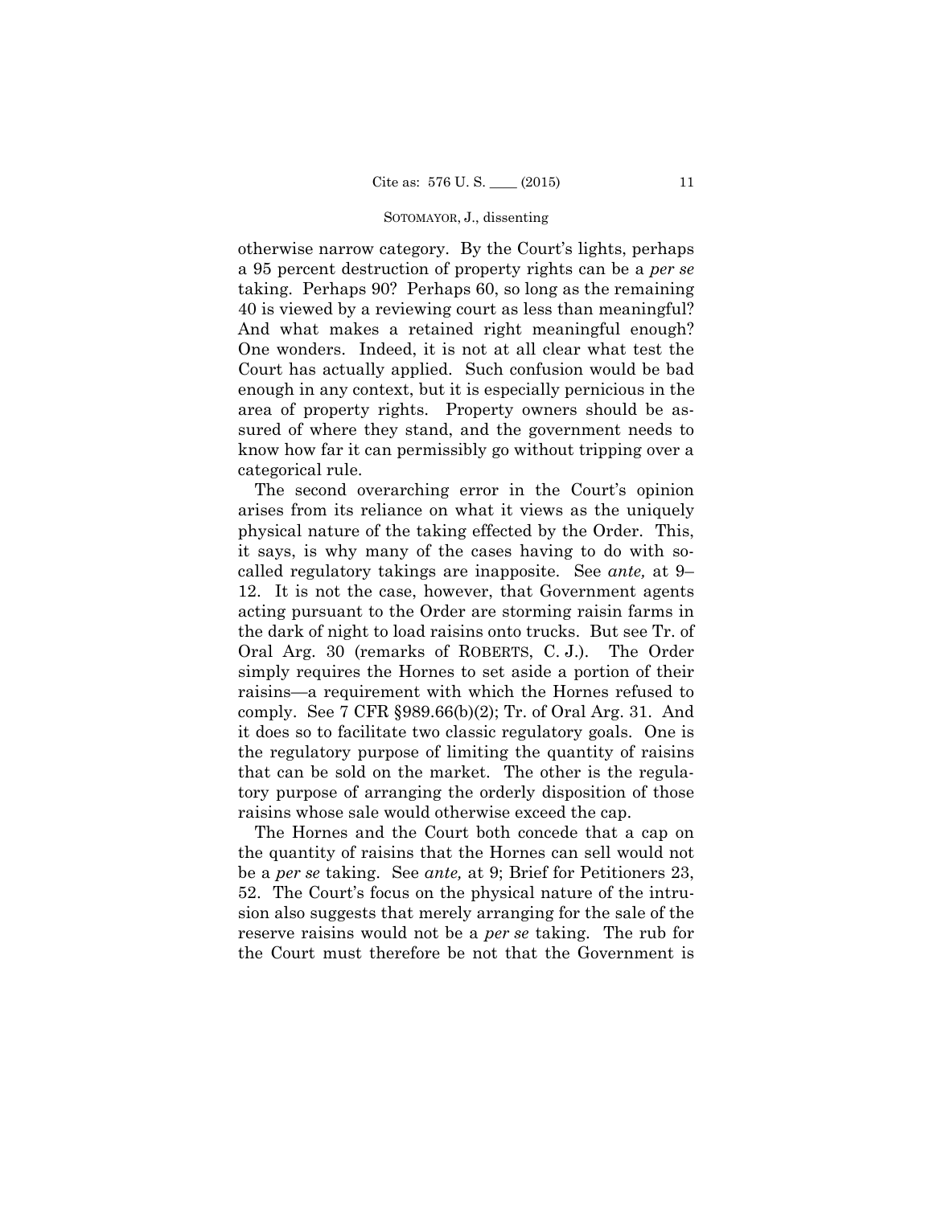otherwise narrow category. By the Court's lights, perhaps a 95 percent destruction of property rights can be a *per se* taking. Perhaps 90? Perhaps 60, so long as the remaining 40 is viewed by a reviewing court as less than meaningful? And what makes a retained right meaningful enough? One wonders. Indeed, it is not at all clear what test the Court has actually applied. Such confusion would be bad enough in any context, but it is especially pernicious in the area of property rights. Property owners should be assured of where they stand, and the government needs to know how far it can permissibly go without tripping over a categorical rule.

The second overarching error in the Court's opinion arises from its reliance on what it views as the uniquely physical nature of the taking effected by the Order. This, it says, is why many of the cases having to do with so-called regulatory takings are inapposite. See *ante,* at 9–12. It is not the case, however, that Government agents acting pursuant to the Order are storming raisin farms in the dark of night to load raisins onto trucks. But see Tr. of Oral Arg. 30 (remarks of ROBERTS, C. J.). The Order simply requires the Hornes to set aside a portion of their raisins—a requirement with which the Hornes refused to comply. See 7 CFR §989.66(b)(2); Tr. of Oral Arg. 31. And it does so to facilitate two classic regulatory goals. One is the regulatory purpose of limiting the quantity of raisins that can be sold on the market. The other is the regulatory purpose of arranging the orderly disposition of those raisins whose sale would otherwise exceed the cap.

The Hornes and the Court both concede that a cap on the quantity of raisins that the Hornes can sell would not be a *per se* taking. See *ante,* at 9; Brief for Petitioners 23, 52. The Court's focus on the physical nature of the intrusion also suggests that merely arranging for the sale of the reserve raisins would not be a *per se* taking. The rub for the Court must therefore be not that the Government is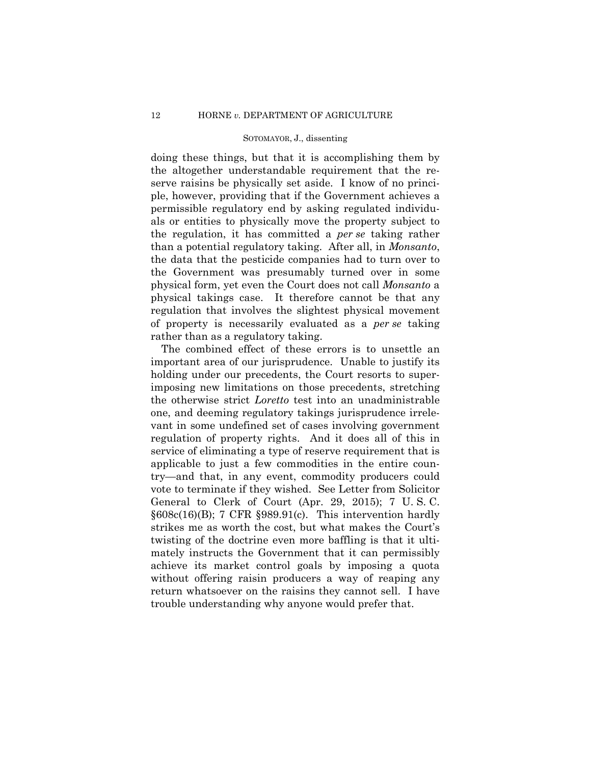doing these things, but that it is accomplishing them by the altogether understandable requirement that the reserve raisins be physically set aside. I know of no principle, however, providing that if the Government achieves a permissible regulatory end by asking regulated individuals or entities to physically move the property subject to the regulation, it has committed a *per se* taking rather than a potential regulatory taking. After all, in *Monsanto*, the data that the pesticide companies had to turn over to the Government was presumably turned over in some physical form, yet even the Court does not call *Monsanto* a physical takings case. It therefore cannot be that any regulation that involves the slightest physical movement of property is necessarily evaluated as a *per se* taking rather than as a regulatory taking.

The combined effect of these errors is to unsettle an important area of our jurisprudence. Unable to justify its holding under our precedents, the Court resorts to superimposing new limitations on those precedents, stretching the otherwise strict *Loretto* test into an unadministrable one, and deeming regulatory takings jurisprudence irrelevant in some undefined set of cases involving government regulation of property rights. And it does all of this in service of eliminating a type of reserve requirement that is applicable to just a few commodities in the entire country—and that, in any event, commodity producers could vote to terminate if they wished. See Letter from Solicitor General to Clerk of Court (Apr. 29, 2015); 7 U. S. C. §608c(16)(B); 7 CFR §989.91(c). This intervention hardly strikes me as worth the cost, but what makes the Court's twisting of the doctrine even more baffling is that it ultimately instructs the Government that it can permissibly achieve its market control goals by imposing a quota without offering raisin producers a way of reaping any return whatsoever on the raisins they cannot sell. I have trouble understanding why anyone would prefer that.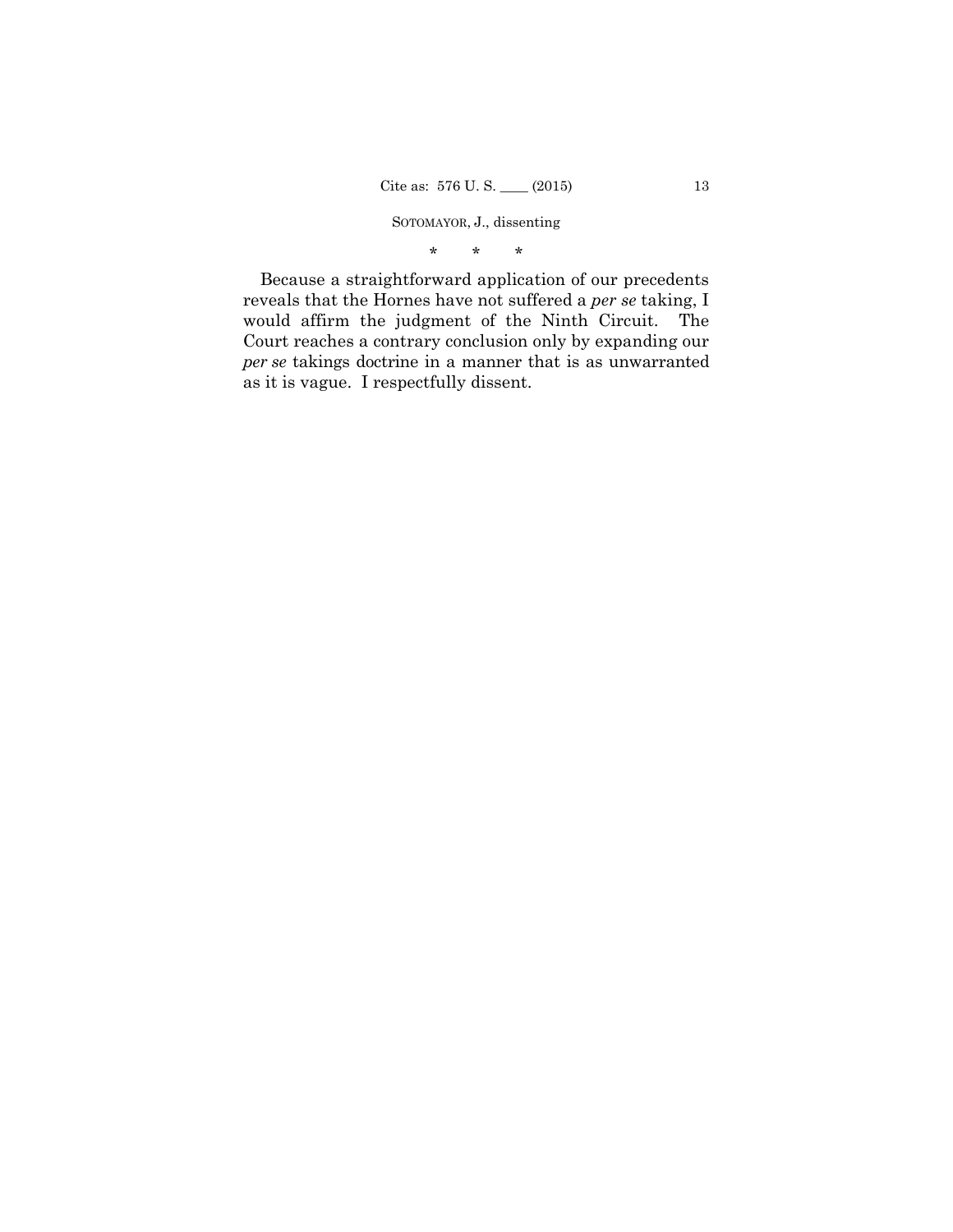\*  \*  \*

Because a straightforward application of our precedents reveals that the Hornes have not suffered a *per se* taking, I would affirm the judgment of the Ninth Circuit. The Court reaches a contrary conclusion only by expanding our *per se* takings doctrine in a manner that is as unwarranted as it is vague. I respectfully dissent.